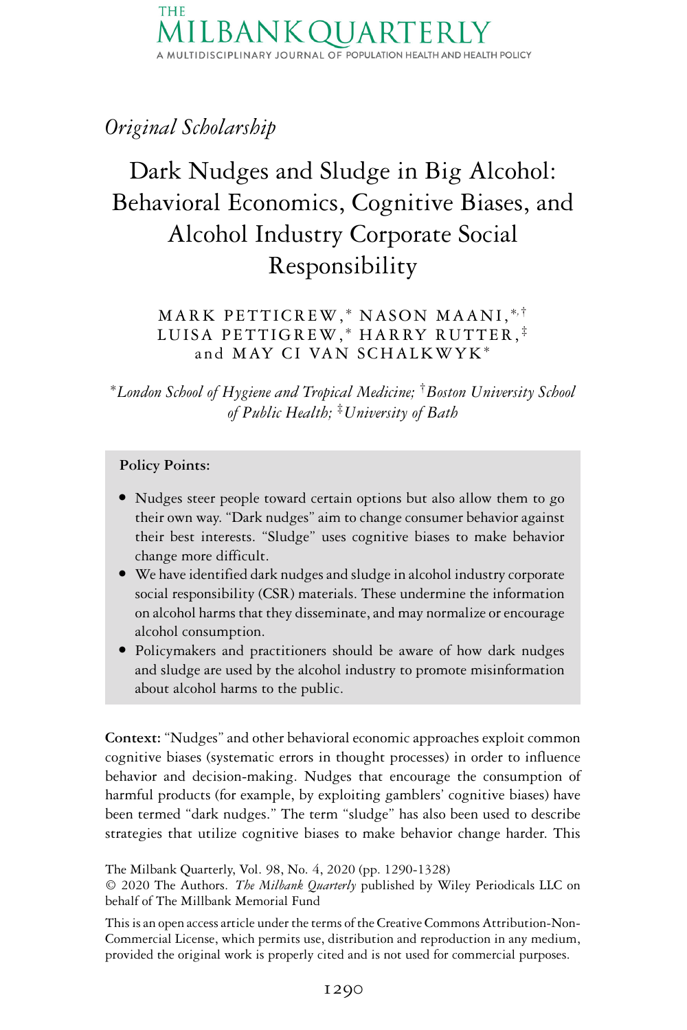THE MILBANK QUARTERLY

A MULTIDISCIPLINARY JOURNAL OF POPULATION HEALTH AND HEALTH POLICY

*Original Scholarship*

# Dark Nudges and Sludge in Big Alcohol: Behavioral Economics, Cognitive Biases, and Alcohol Industry Corporate Social Responsibility

MARK PETTICREW,* NASON MAANI,*,† LUISA PETTIGREW,* HARRY RUTTER,‡ and MAY CI VAN SCHALKWYK*

*London School of Hygiene and Tropical Medicine; †Boston University School of Public Health; ‡University of Bath

**Policy Points:**

- Nudges steer people toward certain options but also allow them to go their own way. "Dark nudges" aim to change consumer behavior against their best interests. "Sludge" uses cognitive biases to make behavior change more difficult.
- We have identified dark nudges and sludge in alcohol industry corporate social responsibility (CSR) materials. These undermine the information on alcohol harms that they disseminate, and may normalize or encourage alcohol consumption.
- Policymakers and practitioners should be aware of how dark nudges and sludge are used by the alcohol industry to promote misinformation about alcohol harms to the public.

**Context:** "Nudges" and other behavioral economic approaches exploit common cognitive biases (systematic errors in thought processes) in order to influence behavior and decision-making. Nudges that encourage the consumption of harmful products (for example, by exploiting gamblers' cognitive biases) have been termed "dark nudges." The term "sludge" has also been used to describe strategies that utilize cognitive biases to make behavior change harder. This

The Milbank Quarterly, Vol. 98, No. 4, 2020 (pp. 1290-1328)
© 2020 The Authors. *The Milbank Quarterly* published by Wiley Periodicals LLC on behalf of The Millbank Memorial Fund

This is an open access article under the terms of the Creative Commons Attribution-Non-Commercial License, which permits use, distribution and reproduction in any medium, provided the original work is properly cited and is not used for commercial purposes.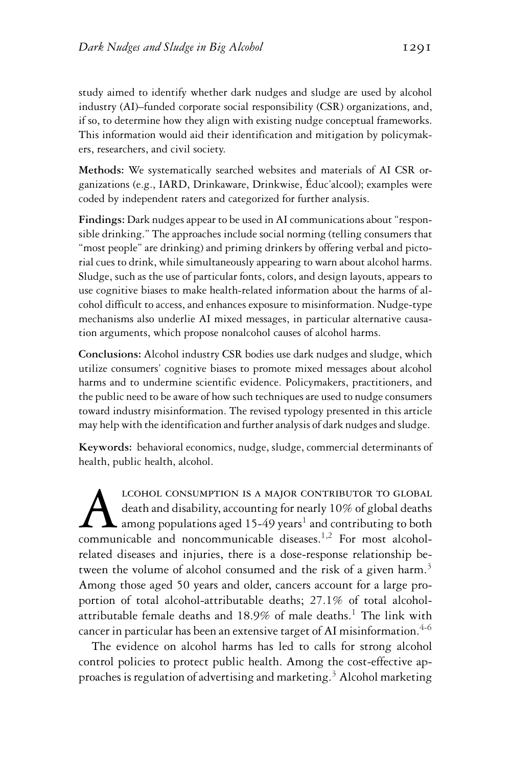study aimed to identify whether dark nudges and sludge are used by alcohol industry (AI)–funded corporate social responsibility (CSR) organizations, and, if so, to determine how they align with existing nudge conceptual frameworks. This information would aid their identification and mitigation by policymakers, researchers, and civil society.

**Methods:** We systematically searched websites and materials of AI CSR organizations (e.g., IARD, Drinkaware, Drinkwise, Éduc'alcool); examples were coded by independent raters and categorized for further analysis.

**Findings:** Dark nudges appear to be used in AI communications about "responsible drinking." The approaches include social norming (telling consumers that "most people" are drinking) and priming drinkers by offering verbal and pictorial cues to drink, while simultaneously appearing to warn about alcohol harms. Sludge, such as the use of particular fonts, colors, and design layouts, appears to use cognitive biases to make health-related information about the harms of alcohol difficult to access, and enhances exposure to misinformation. Nudge-type mechanisms also underlie AI mixed messages, in particular alternative causation arguments, which propose nonalcohol causes of alcohol harms.

**Conclusions:** Alcohol industry CSR bodies use dark nudges and sludge, which utilize consumers' cognitive biases to promote mixed messages about alcohol harms and to undermine scientific evidence. Policymakers, practitioners, and the public need to be aware of how such techniques are used to nudge consumers toward industry misinformation. The revised typology presented in this article may help with the identification and further analysis of dark nudges and sludge.

**Keywords:** behavioral economics, nudge, sludge, commercial determinants of health, public health, alcohol.

Alcohol consumption is a major contributor to global death and disability, accounting for nearly 10% of global deaths among populations aged 15-49 years[1] and contributing to both communicable and noncommunicable diseases.[1,2] For most alcohol-related diseases and injuries, there is a dose-response relationship between the volume of alcohol consumed and the risk of a given harm.[3] Among those aged 50 years and older, cancers account for a large proportion of total alcohol-attributable deaths; 27.1% of total alcohol-attributable female deaths and 18.9% of male deaths.[1] The link with cancer in particular has been an extensive target of AI misinformation.[4-6]

The evidence on alcohol harms has led to calls for strong alcohol control policies to protect public health. Among the cost-effective approaches is regulation of advertising and marketing.[3] Alcohol marketing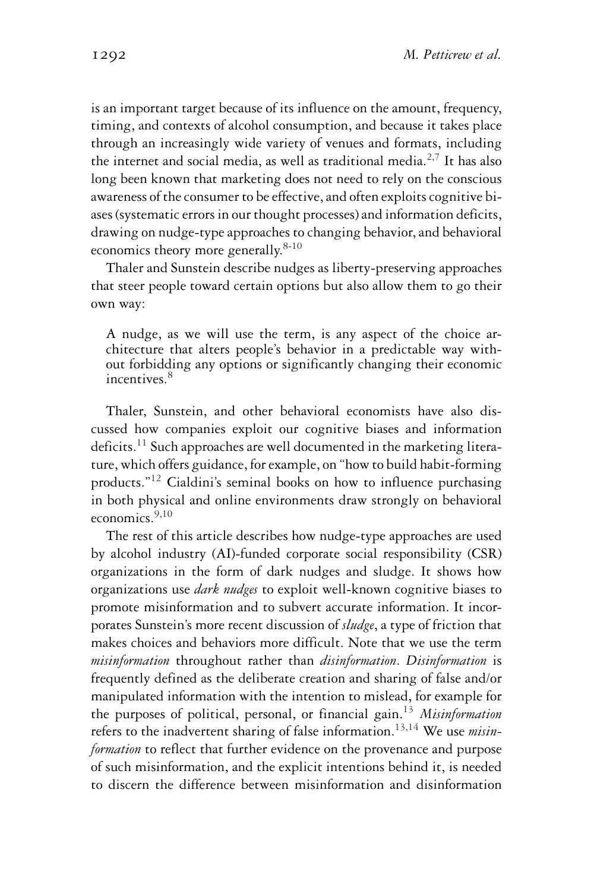is an important target because of its influence on the amount, frequency, timing, and contexts of alcohol consumption, and because it takes place through an increasingly wide variety of venues and formats, including the internet and social media, as well as traditional media.[2,7] It has also long been known that marketing does not need to rely on the conscious awareness of the consumer to be effective, and often exploits cognitive biases (systematic errors in our thought processes) and information deficits, drawing on nudge-type approaches to changing behavior, and behavioral economics theory more generally.[8-10]

Thaler and Sunstein describe nudges as liberty-preserving approaches that steer people toward certain options but also allow them to go their own way:

> A nudge, as we will use the term, is any aspect of the choice architecture that alters people's behavior in a predictable way without forbidding any options or significantly changing their economic incentives.[8]

Thaler, Sunstein, and other behavioral economists have also discussed how companies exploit our cognitive biases and information deficits.[11] Such approaches are well documented in the marketing literature, which offers guidance, for example, on "how to build habit-forming products."[12] Cialdini's seminal books on how to influence purchasing in both physical and online environments draw strongly on behavioral economics.[9,10]

The rest of this article describes how nudge-type approaches are used by alcohol industry (AI)-funded corporate social responsibility (CSR) organizations in the form of dark nudges and sludge. It shows how organizations use *dark nudges* to exploit well-known cognitive biases to promote misinformation and to subvert accurate information. It incorporates Sunstein's more recent discussion of *sludge*, a type of friction that makes choices and behaviors more difficult. Note that we use the term *misinformation* throughout rather than *disinformation*. *Disinformation* is frequently defined as the deliberate creation and sharing of false and/or manipulated information with the intention to mislead, for example for the purposes of political, personal, or financial gain.[13] *Misinformation* refers to the inadvertent sharing of false information.[13,14] We use *misinformation* to reflect that further evidence on the provenance and purpose of such misinformation, and the explicit intentions behind it, is needed to discern the difference between misinformation and disinformation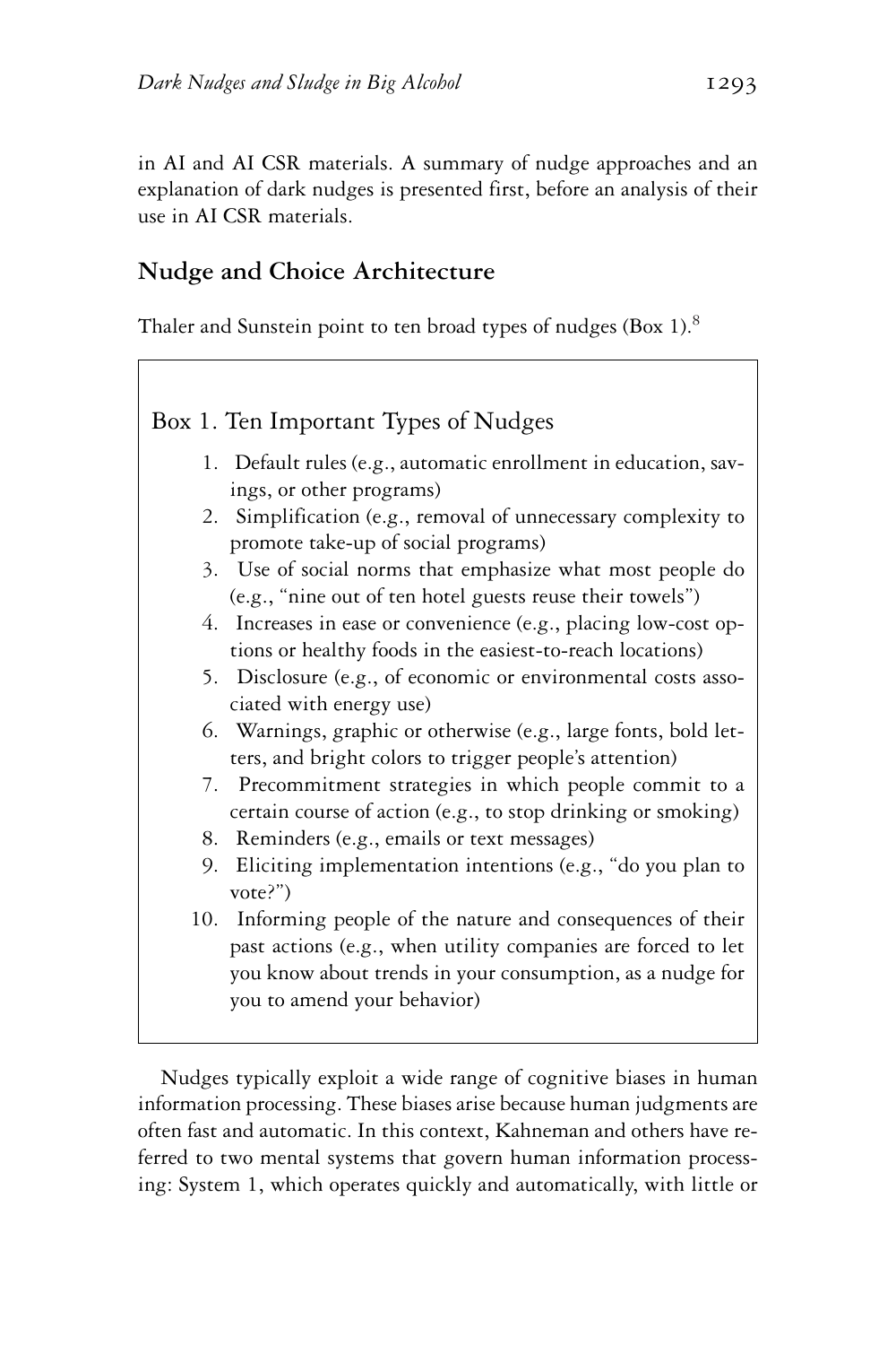in AI and AI CSR materials. A summary of nudge approaches and an explanation of dark nudges is presented first, before an analysis of their use in AI CSR materials.

## Nudge and Choice Architecture

Thaler and Sunstein point to ten broad types of nudges (Box 1).[8]

> **Box 1. Ten Important Types of Nudges**
>
> 1. Default rules (e.g., automatic enrollment in education, savings, or other programs)
> 2. Simplification (e.g., removal of unnecessary complexity to promote take-up of social programs)
> 3. Use of social norms that emphasize what most people do (e.g., "nine out of ten hotel guests reuse their towels")
> 4. Increases in ease or convenience (e.g., placing low-cost options or healthy foods in the easiest-to-reach locations)
> 5. Disclosure (e.g., of economic or environmental costs associated with energy use)
> 6. Warnings, graphic or otherwise (e.g., large fonts, bold letters, and bright colors to trigger people's attention)
> 7. Precommitment strategies in which people commit to a certain course of action (e.g., to stop drinking or smoking)
> 8. Reminders (e.g., emails or text messages)
> 9. Eliciting implementation intentions (e.g., "do you plan to vote?")
> 10. Informing people of the nature and consequences of their past actions (e.g., when utility companies are forced to let you know about trends in your consumption, as a nudge for you to amend your behavior)

Nudges typically exploit a wide range of cognitive biases in human information processing. These biases arise because human judgments are often fast and automatic. In this context, Kahneman and others have referred to two mental systems that govern human information processing: System 1, which operates quickly and automatically, with little or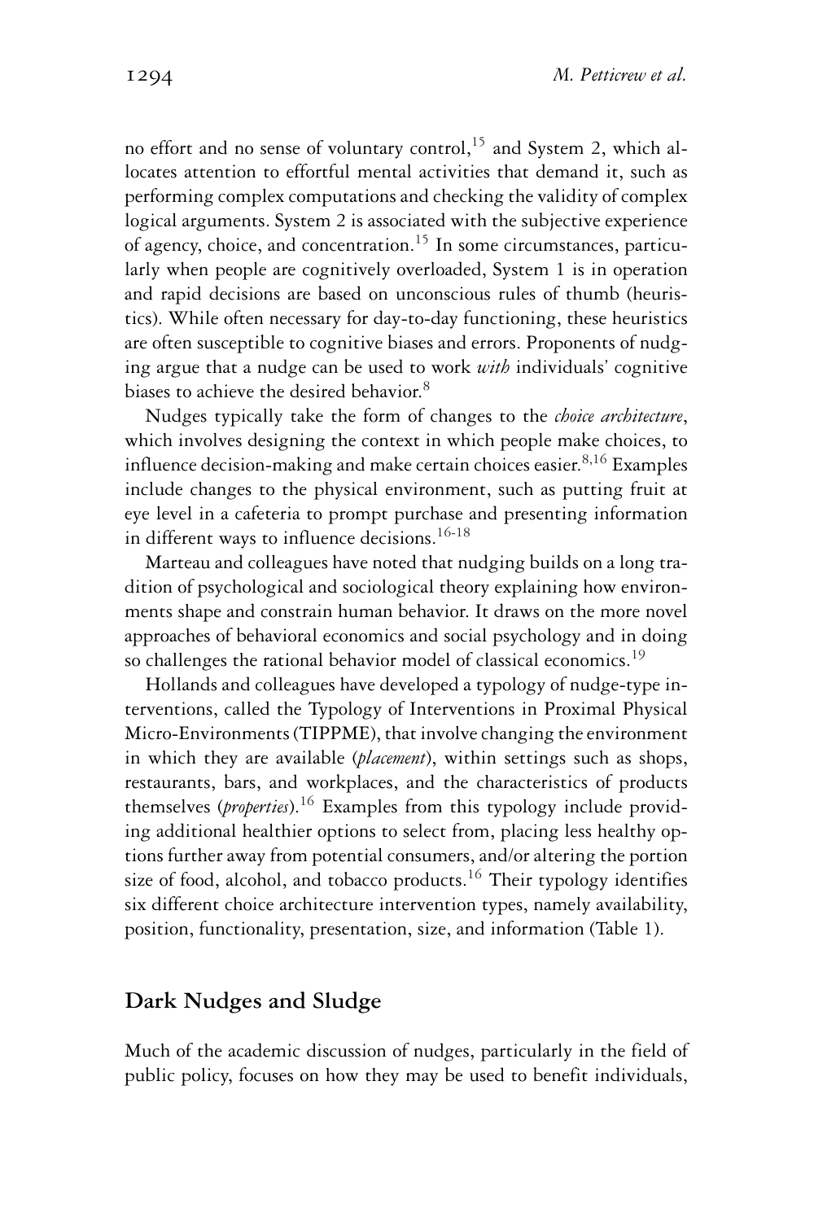no effort and no sense of voluntary control,[15] and System 2, which allocates attention to effortful mental activities that demand it, such as performing complex computations and checking the validity of complex logical arguments. System 2 is associated with the subjective experience of agency, choice, and concentration.[15] In some circumstances, particularly when people are cognitively overloaded, System 1 is in operation and rapid decisions are based on unconscious rules of thumb (heuristics). While often necessary for day-to-day functioning, these heuristics are often susceptible to cognitive biases and errors. Proponents of nudging argue that a nudge can be used to work *with* individuals' cognitive biases to achieve the desired behavior.[8]

Nudges typically take the form of changes to the *choice architecture*, which involves designing the context in which people make choices, to influence decision-making and make certain choices easier.[8,16] Examples include changes to the physical environment, such as putting fruit at eye level in a cafeteria to prompt purchase and presenting information in different ways to influence decisions.[16-18]

Marteau and colleagues have noted that nudging builds on a long tradition of psychological and sociological theory explaining how environments shape and constrain human behavior. It draws on the more novel approaches of behavioral economics and social psychology and in doing so challenges the rational behavior model of classical economics.[19]

Hollands and colleagues have developed a typology of nudge-type interventions, called the Typology of Interventions in Proximal Physical Micro-Environments (TIPPME), that involve changing the environment in which they are available (*placement*), within settings such as shops, restaurants, bars, and workplaces, and the characteristics of products themselves (*properties*).[16] Examples from this typology include providing additional healthier options to select from, placing less healthy options further away from potential consumers, and/or altering the portion size of food, alcohol, and tobacco products.[16] Their typology identifies six different choice architecture intervention types, namely availability, position, functionality, presentation, size, and information (Table 1).

## Dark Nudges and Sludge

Much of the academic discussion of nudges, particularly in the field of public policy, focuses on how they may be used to benefit individuals,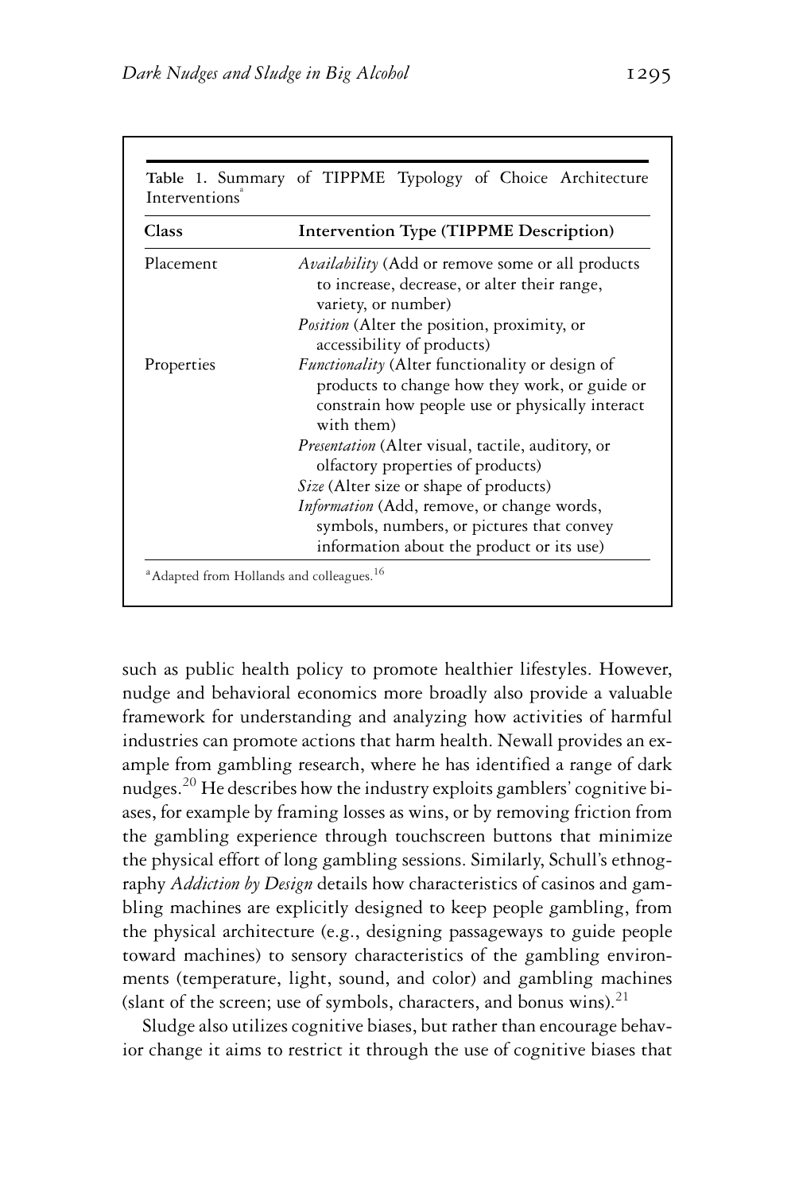**Table 1.** Summary of TIPPME Typology of Choice Architecture Interventions[a]

| Class | Intervention Type (TIPPME Description) |
| --- | --- |
| Placement | *Availability* (Add or remove some or all products to increase, decrease, or alter their range, variety, or number) |
| | *Position* (Alter the position, proximity, or accessibility of products) |
| Properties | *Functionality* (Alter functionality or design of products to change how they work, or guide or constrain how people use or physically interact with them) |
| | *Presentation* (Alter visual, tactile, auditory, or olfactory properties of products) |
| | *Size* (Alter size or shape of products) |
| | *Information* (Add, remove, or change words, symbols, numbers, or pictures that convey information about the product or its use) |

[a] Adapted from Hollands and colleagues.[16]

such as public health policy to promote healthier lifestyles. However, nudge and behavioral economics more broadly also provide a valuable framework for understanding and analyzing how activities of harmful industries can promote actions that harm health. Newall provides an example from gambling research, where he has identified a range of dark nudges.[20] He describes how the industry exploits gamblers' cognitive biases, for example by framing losses as wins, or by removing friction from the gambling experience through touchscreen buttons that minimize the physical effort of long gambling sessions. Similarly, Schull's ethnography *Addiction by Design* details how characteristics of casinos and gambling machines are explicitly designed to keep people gambling, from the physical architecture (e.g., designing passageways to guide people toward machines) to sensory characteristics of the gambling environments (temperature, light, sound, and color) and gambling machines (slant of the screen; use of symbols, characters, and bonus wins).[21]

Sludge also utilizes cognitive biases, but rather than encourage behavior change it aims to restrict it through the use of cognitive biases that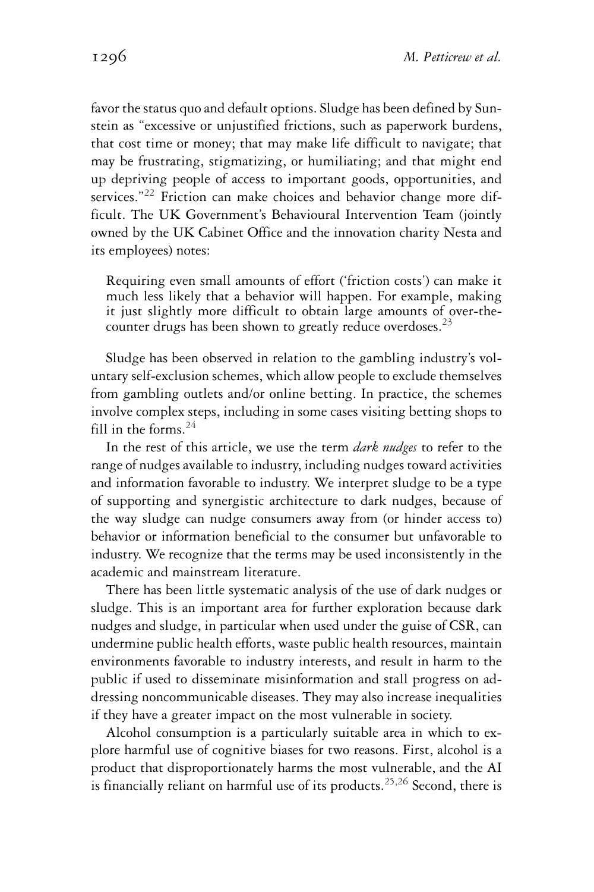favor the status quo and default options. Sludge has been defined by Sunstein as "excessive or unjustified frictions, such as paperwork burdens, that cost time or money; that may make life difficult to navigate; that may be frustrating, stigmatizing, or humiliating; and that might end up depriving people of access to important goods, opportunities, and services."[22] Friction can make choices and behavior change more difficult. The UK Government's Behavioural Intervention Team (jointly owned by the UK Cabinet Office and the innovation charity Nesta and its employees) notes:

> Requiring even small amounts of effort ('friction costs') can make it much less likely that a behavior will happen. For example, making it just slightly more difficult to obtain large amounts of over-the-counter drugs has been shown to greatly reduce overdoses.[23]

Sludge has been observed in relation to the gambling industry's voluntary self-exclusion schemes, which allow people to exclude themselves from gambling outlets and/or online betting. In practice, the schemes involve complex steps, including in some cases visiting betting shops to fill in the forms.[24]

In the rest of this article, we use the term *dark nudges* to refer to the range of nudges available to industry, including nudges toward activities and information favorable to industry. We interpret sludge to be a type of supporting and synergistic architecture to dark nudges, because of the way sludge can nudge consumers away from (or hinder access to) behavior or information beneficial to the consumer but unfavorable to industry. We recognize that the terms may be used inconsistently in the academic and mainstream literature.

There has been little systematic analysis of the use of dark nudges or sludge. This is an important area for further exploration because dark nudges and sludge, in particular when used under the guise of CSR, can undermine public health efforts, waste public health resources, maintain environments favorable to industry interests, and result in harm to the public if used to disseminate misinformation and stall progress on addressing noncommunicable diseases. They may also increase inequalities if they have a greater impact on the most vulnerable in society.

Alcohol consumption is a particularly suitable area in which to explore harmful use of cognitive biases for two reasons. First, alcohol is a product that disproportionately harms the most vulnerable, and the AI is financially reliant on harmful use of its products.[25,26] Second, there is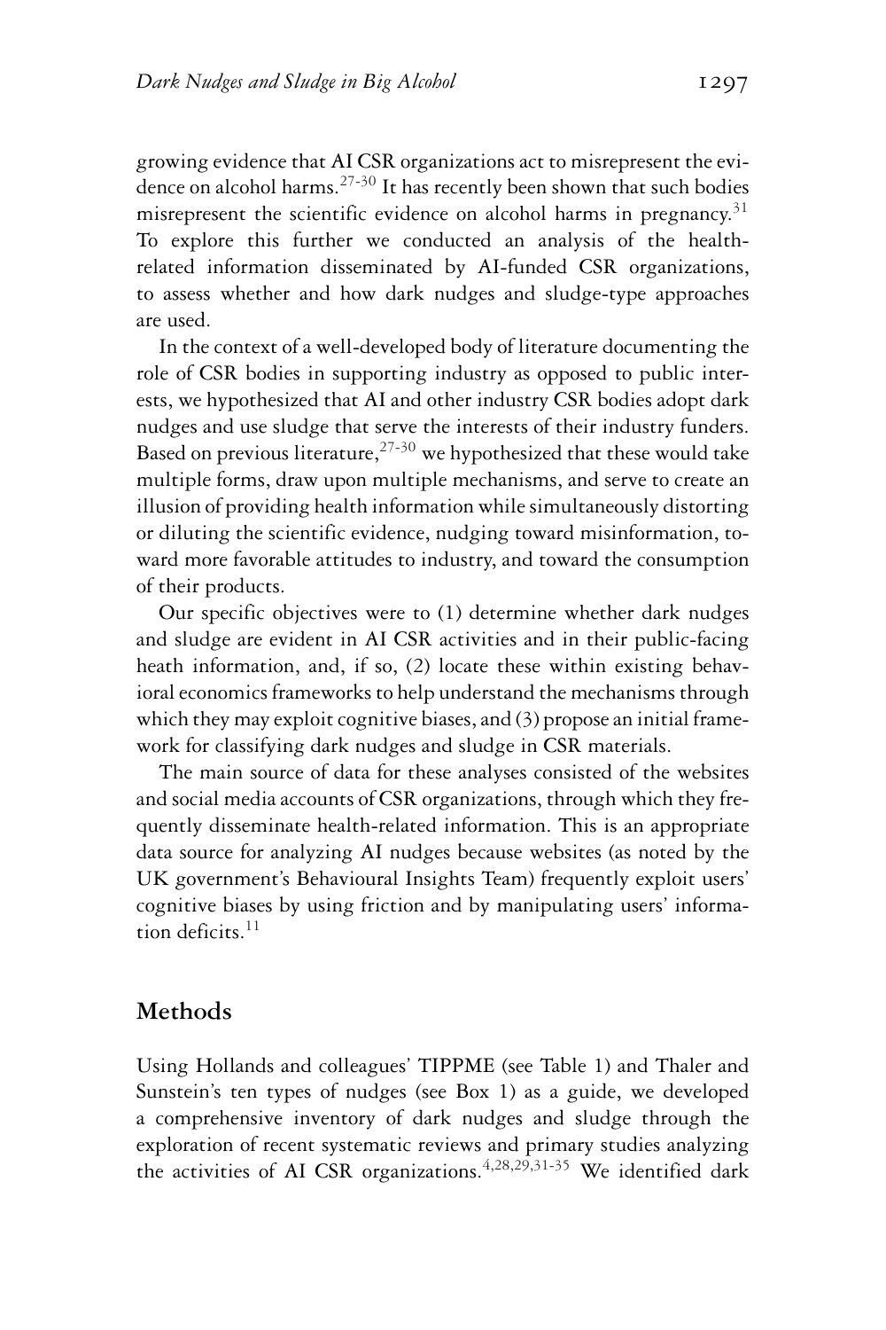growing evidence that AI CSR organizations act to misrepresent the evidence on alcohol harms.[27-30] It has recently been shown that such bodies misrepresent the scientific evidence on alcohol harms in pregnancy.[31] To explore this further we conducted an analysis of the health-related information disseminated by AI-funded CSR organizations, to assess whether and how dark nudges and sludge-type approaches are used.

In the context of a well-developed body of literature documenting the role of CSR bodies in supporting industry as opposed to public interests, we hypothesized that AI and other industry CSR bodies adopt dark nudges and use sludge that serve the interests of their industry funders. Based on previous literature,[27-30] we hypothesized that these would take multiple forms, draw upon multiple mechanisms, and serve to create an illusion of providing health information while simultaneously distorting or diluting the scientific evidence, nudging toward misinformation, toward more favorable attitudes to industry, and toward the consumption of their products.

Our specific objectives were to (1) determine whether dark nudges and sludge are evident in AI CSR activities and in their public-facing heath information, and, if so, (2) locate these within existing behavioral economics frameworks to help understand the mechanisms through which they may exploit cognitive biases, and (3) propose an initial framework for classifying dark nudges and sludge in CSR materials.

The main source of data for these analyses consisted of the websites and social media accounts of CSR organizations, through which they frequently disseminate health-related information. This is an appropriate data source for analyzing AI nudges because websites (as noted by the UK government's Behavioural Insights Team) frequently exploit users' cognitive biases by using friction and by manipulating users' information deficits.[11]

## Methods

Using Hollands and colleagues' TIPPME (see Table 1) and Thaler and Sunstein's ten types of nudges (see Box 1) as a guide, we developed a comprehensive inventory of dark nudges and sludge through the exploration of recent systematic reviews and primary studies analyzing the activities of AI CSR organizations.[4,28,29,31-35] We identified dark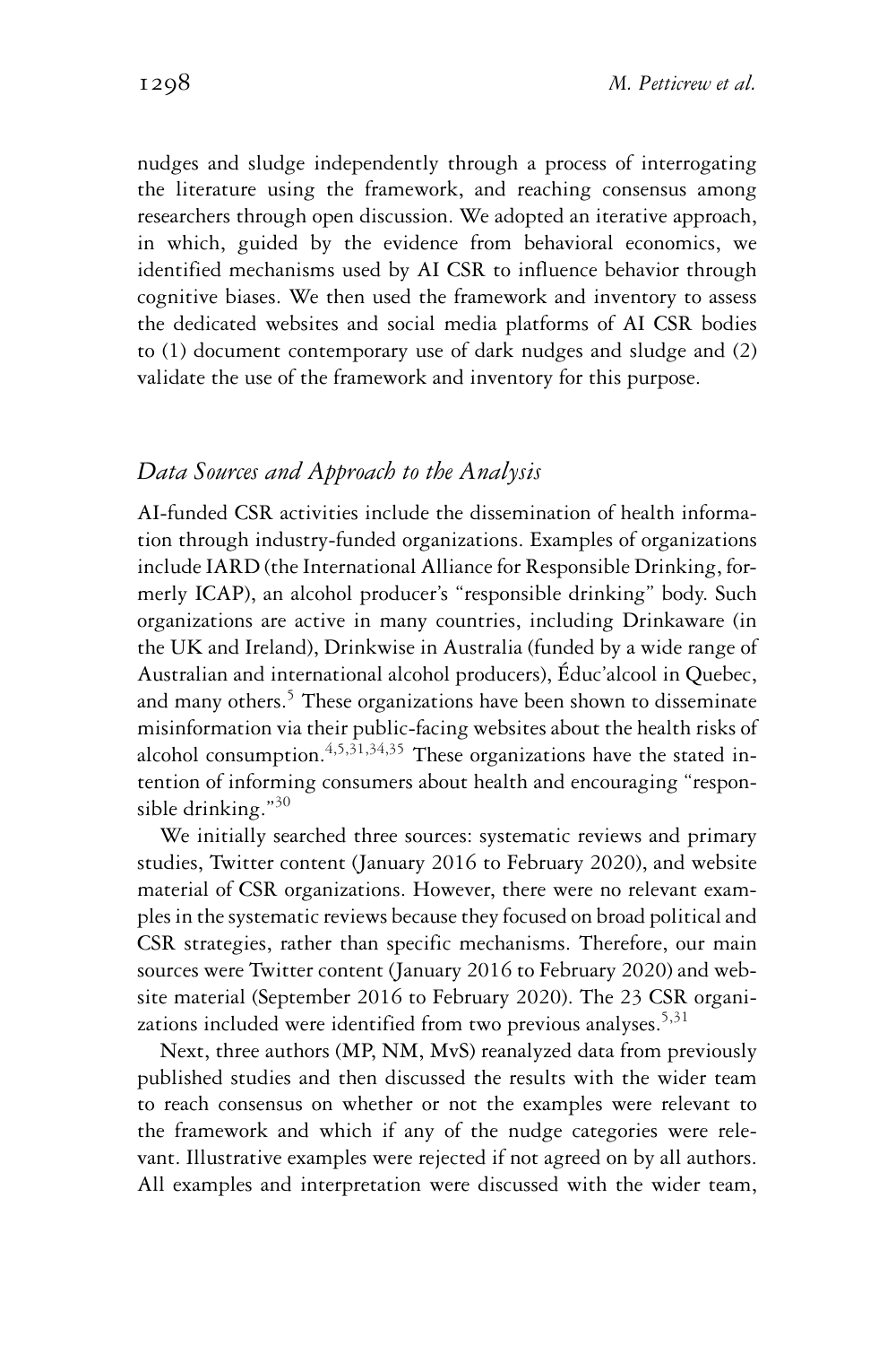nudges and sludge independently through a process of interrogating the literature using the framework, and reaching consensus among researchers through open discussion. We adopted an iterative approach, in which, guided by the evidence from behavioral economics, we identified mechanisms used by AI CSR to influence behavior through cognitive biases. We then used the framework and inventory to assess the dedicated websites and social media platforms of AI CSR bodies to (1) document contemporary use of dark nudges and sludge and (2) validate the use of the framework and inventory for this purpose.

### *Data Sources and Approach to the Analysis*

AI-funded CSR activities include the dissemination of health information through industry-funded organizations. Examples of organizations include IARD (the International Alliance for Responsible Drinking, formerly ICAP), an alcohol producer's "responsible drinking" body. Such organizations are active in many countries, including Drinkaware (in the UK and Ireland), Drinkwise in Australia (funded by a wide range of Australian and international alcohol producers), Éduc'alcool in Quebec, and many others.[5] These organizations have been shown to disseminate misinformation via their public-facing websites about the health risks of alcohol consumption.[4,5,31,34,35] These organizations have the stated intention of informing consumers about health and encouraging "responsible drinking."[30]

We initially searched three sources: systematic reviews and primary studies, Twitter content (January 2016 to February 2020), and website material of CSR organizations. However, there were no relevant examples in the systematic reviews because they focused on broad political and CSR strategies, rather than specific mechanisms. Therefore, our main sources were Twitter content (January 2016 to February 2020) and website material (September 2016 to February 2020). The 23 CSR organizations included were identified from two previous analyses.[5,31]

Next, three authors (MP, NM, MvS) reanalyzed data from previously published studies and then discussed the results with the wider team to reach consensus on whether or not the examples were relevant to the framework and which if any of the nudge categories were relevant. Illustrative examples were rejected if not agreed on by all authors. All examples and interpretation were discussed with the wider team,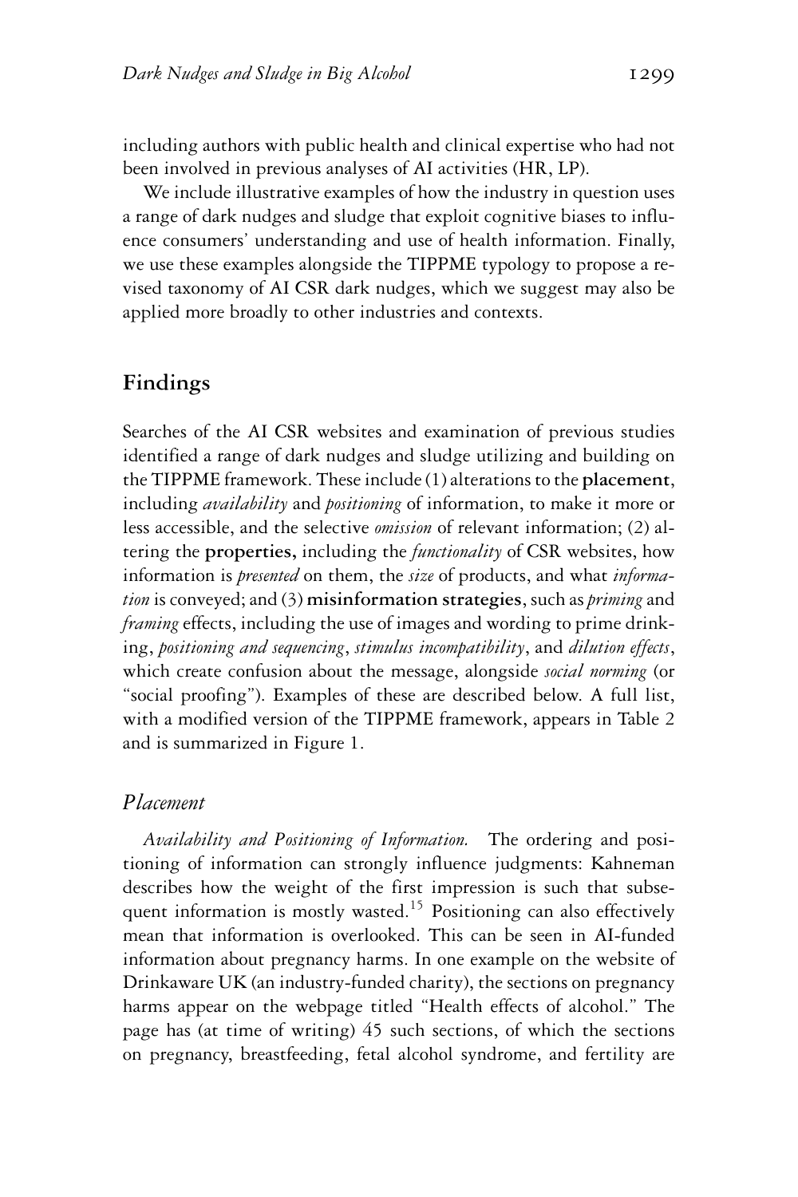including authors with public health and clinical expertise who had not been involved in previous analyses of AI activities (HR, LP).

We include illustrative examples of how the industry in question uses a range of dark nudges and sludge that exploit cognitive biases to influence consumers' understanding and use of health information. Finally, we use these examples alongside the TIPPME typology to propose a revised taxonomy of AI CSR dark nudges, which we suggest may also be applied more broadly to other industries and contexts.

## Findings

Searches of the AI CSR websites and examination of previous studies identified a range of dark nudges and sludge utilizing and building on the TIPPME framework. These include (1) alterations to the **placement**, including *availability* and *positioning* of information, to make it more or less accessible, and the selective *omission* of relevant information; (2) altering the **properties,** including the *functionality* of CSR websites, how information is *presented* on them, the *size* of products, and what *information* is conveyed; and (3) **misinformation strategies**, such as *priming* and *framing* effects, including the use of images and wording to prime drinking, *positioning and sequencing*, *stimulus incompatibility*, and *dilution effects*, which create confusion about the message, alongside *social norming* (or "social proofing"). Examples of these are described below. A full list, with a modified version of the TIPPME framework, appears in Table 2 and is summarized in Figure 1.

### Placement

*Availability and Positioning of Information.* The ordering and positioning of information can strongly influence judgments: Kahneman describes how the weight of the first impression is such that subsequent information is mostly wasted.[15] Positioning can also effectively mean that information is overlooked. This can be seen in AI-funded information about pregnancy harms. In one example on the website of Drinkaware UK (an industry-funded charity), the sections on pregnancy harms appear on the webpage titled "Health effects of alcohol." The page has (at time of writing) 45 such sections, of which the sections on pregnancy, breastfeeding, fetal alcohol syndrome, and fertility are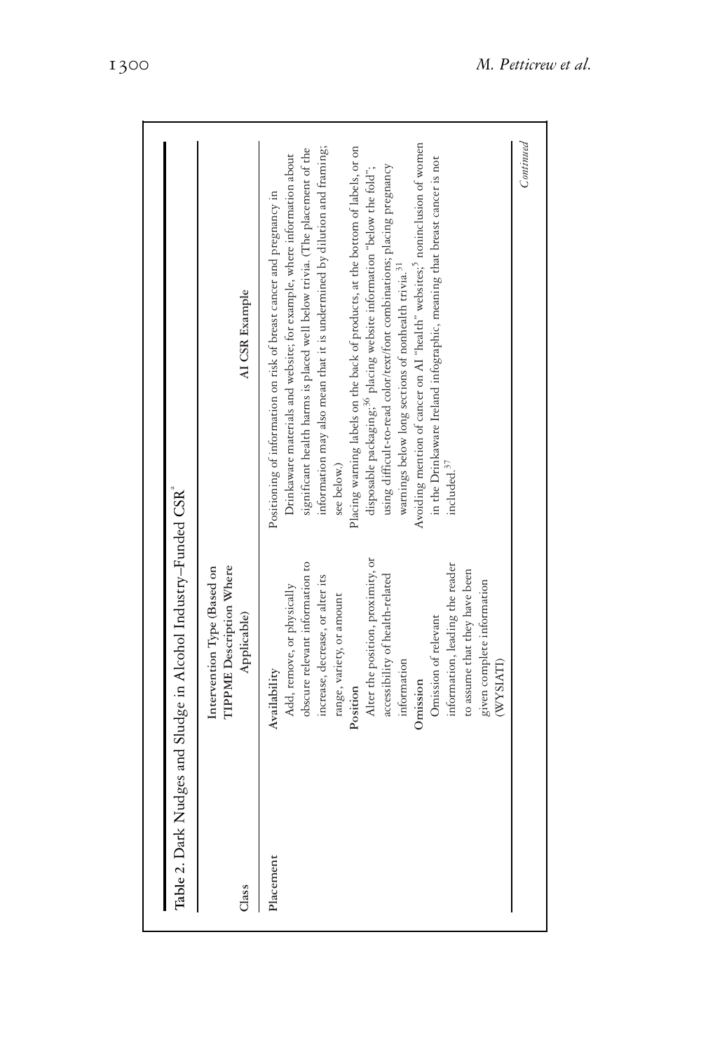Table 2. Dark Nudges and Sludge in Alcohol Industry–Funded CSR[a]

| Class | Intervention Type (Based on TIPPME Description Where Applicable) | AI CSR Example |
|---|---|---|
| Placement | **Availability** Add, remove, or physically obscure relevant information to increase, decrease, or alter its range, variety, or amount | Positioning of information on risk of breast cancer and pregnancy in Drinkaware materials and website; for example, where information about significant health harms is placed well below trivia. (The placement of the information may also mean that it is undermined by dilution and framing; see below.) |
| | **Position** Alter the position, proximity, or accessibility of health-related information | Placing warning labels on the back of products, at the bottom of labels, or on disposable packaging;[36] placing website information "below the fold"; using difficult-to-read color/text/font combinations; placing pregnancy warnings below long sections of nonhealth trivia.[31] |
| | **Omission** Omission of relevant information, leading the reader to assume that they have been given complete information (WYSIATI) | Avoiding mention of cancer on AI "health" websites;[5] noninclusion of women in the Drinkaware Ireland infographic, meaning that breast cancer is not included.[37] |

*Continued*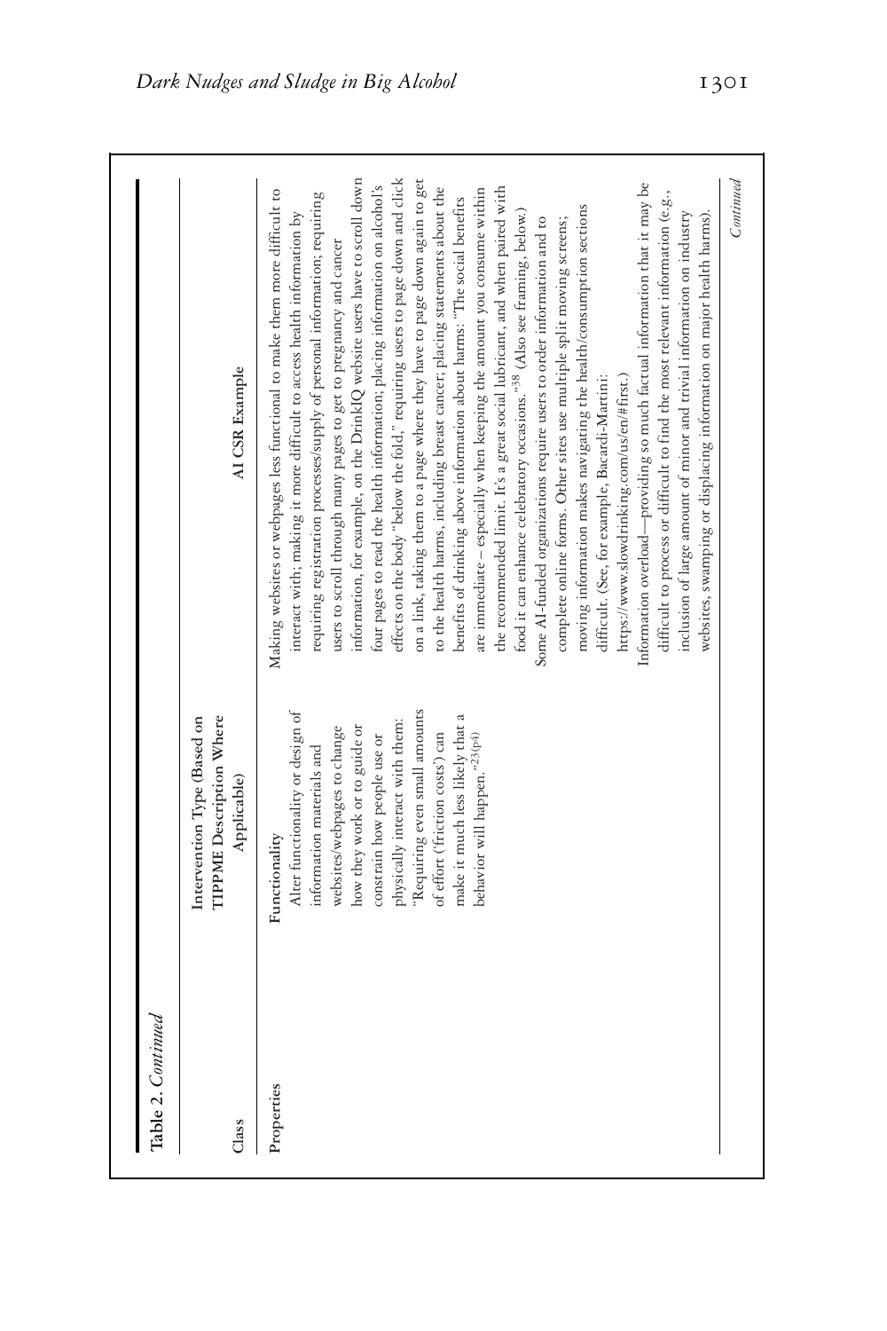Table 2. *Continued*

| Class | Intervention Type (Based on TIPPME Description Where Applicable) | AI CSR Example |
|---|---|---|
| Properties | Functionality<br>Alter functionality or design of information materials and websites/webpages to change how they work or to guide or constrain how people use or physically interact with them: "Requiring even small amounts of effort ('friction costs') can make it much less likely that a behavior will happen."[23(p4)] | Making websites or webpages less functional to make them more difficult to interact with, making it more difficult to access health information by requiring registration processes/supply of personal information; requiring users to scroll through many pages to get to pregnancy and cancer information, for example, on the DrinkIQ website users have to scroll down four pages to read the health information; placing information on alcohol's effects on the body "below the fold," requiring users to page down and click on a link, taking them to a page where they have to page down again to get to the health harms, including breast cancer; placing statements about the benefits of drinking above information about harms: "The social benefits are immediate – especially when keeping the amount you consume within the recommended limit. It's a great social lubricant, and when paired with food it can enhance celebratory occasions."[38] (Also see framing, below.)<br>Some AI-funded organizations require users to order information and to complete online forms. Other sites use multiple split moving screens; moving information makes navigating the health/consumption sections difficult. (See, for example, Bacardi-Martini: https://www.slowdrinking.com/us/en/#first.)<br>Information overload—providing so much factual information that it may be difficult to process or difficult to find the most relevant information (e.g., inclusion of large amount of minor and trivial information on industry websites, swamping or displacing information on major health harms). |

*Continued*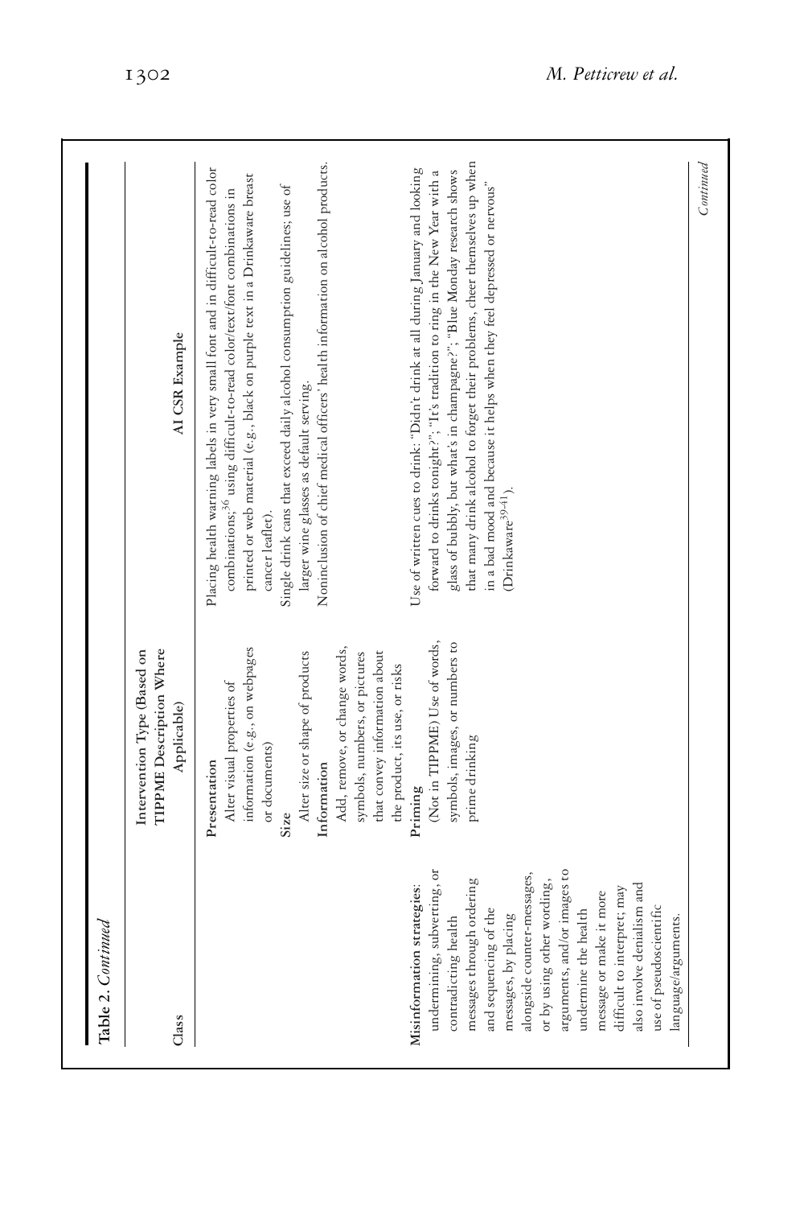Table 2. *Continued*

| Class | Intervention Type (Based on TIPPME Description Where Applicable) | AI CSR Example |
|---|---|---|
| | **Presentation** Alter visual properties of information (e.g., on webpages or documents) | Placing health warning labels in very small font and in difficult-to-read color combinations;[36] using difficult-to-read color/text/font combinations in printed or web material (e.g., black on purple text in a Drinkaware breast cancer leaflet). |
| | **Size** Alter size or shape of products | Single drink cans that exceed daily alcohol consumption guidelines; use of larger wine glasses as default serving. |
| | **Information** Add, remove, or change words, symbols, numbers, or pictures that convey information about the product, its use, or risks | Noninclusion of chief medical officers' health information on alcohol products. |
| **Misinformation strategies**: undermining, subverting, or contradicting health messages through ordering and sequencing of the messages, by placing alongside counter-messages, or by using other wording, arguments, and/or images to undermine the health message or make it more difficult to interpret; may also involve denialism and use of pseudoscientific language/arguments. | **Priming** (Not in TIPPME) Use of words, symbols, images, or numbers to prime drinking | Use of written cues to drink: "Didn't drink at all during January and looking forward to drinks tonight?"; "It's tradition to ring in the New Year with a glass of bubbly, but what's in champagne?"; "Blue Monday research shows that many drink alcohol to forget their problems, cheer themselves up when in a bad mood and because it helps when they feel depressed or nervous" (Drinkaware[39-41]). |

*Continued*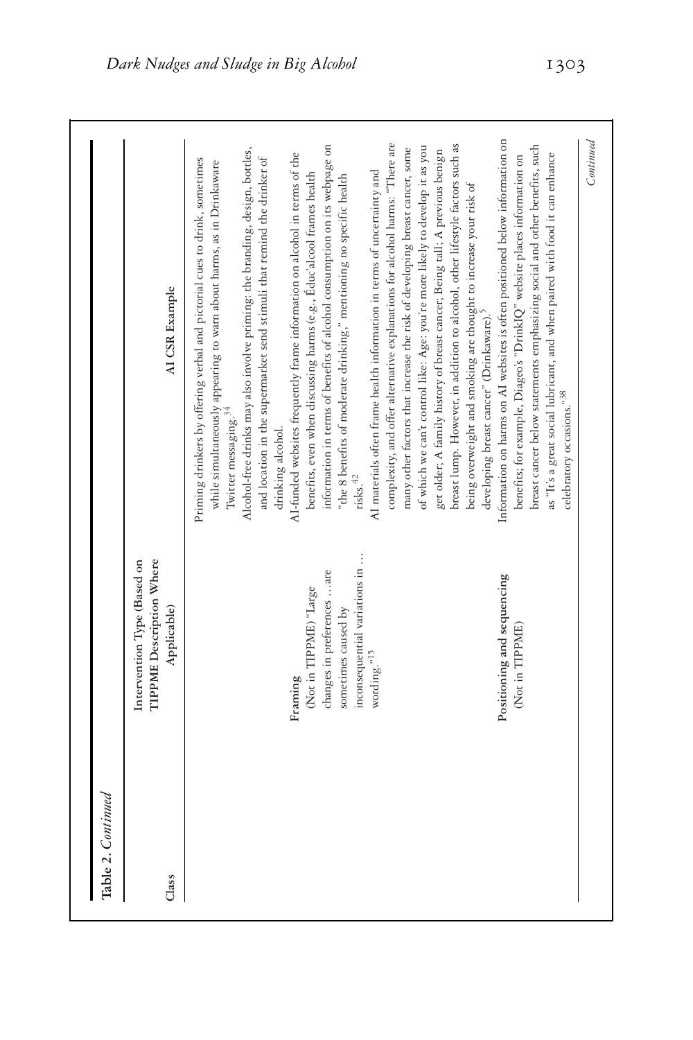Table 2. *Continued*

| Class | Intervention Type (Based on TIPPME Description Where Applicable) | AI CSR Example |
|---|---|---|
| | | Priming drinkers by offering verbal and pictorial cues to drink, sometimes while simultaneously appearing to warn about harms, as in Drinkaware Twitter messaging.[34] |
| | | Alcohol-free drinks may also involve priming: the branding, design, bottles, and location in the supermarket send stimuli that remind the drinker of drinking alcohol. |
| | **Framing** (Not in TIPPME) "Large changes in preferences …are sometimes caused by inconsequential variations in … wording."[15] | AI-funded websites frequently frame information on alcohol in terms of the benefits, even when discussing harms (e.g., Éduc'alcool frames health information in terms of benefits of alcohol consumption on its webpage on "the 8 benefits of moderate drinking," mentioning no specific health risks.[42] |
| | | AI materials often frame health information in terms of uncertainty and complexity, and offer alternative explanations for alcohol harms: "There are many other factors that increase the risk of developing breast cancer, some of which we can't control like: Age: you're more likely to develop it as you get older; A family history of breast cancer; Being tall; A previous benign breast lump. However, in addition to alcohol, other lifestyle factors such as being overweight and smoking are thought to increase your risk of developing breast cancer" (Drinkaware).[5] |
| | **Positioning and sequencing** (Not in TIPPME) | Information on harms on AI websites is often positioned below information on benefits; for example, Diageo's "DrinkIQ" website places information on breast cancer below statements emphasizing social and other benefits, such as "It's a great social lubricant, and when paired with food it can enhance celebratory occasions."[38] |

*Continued*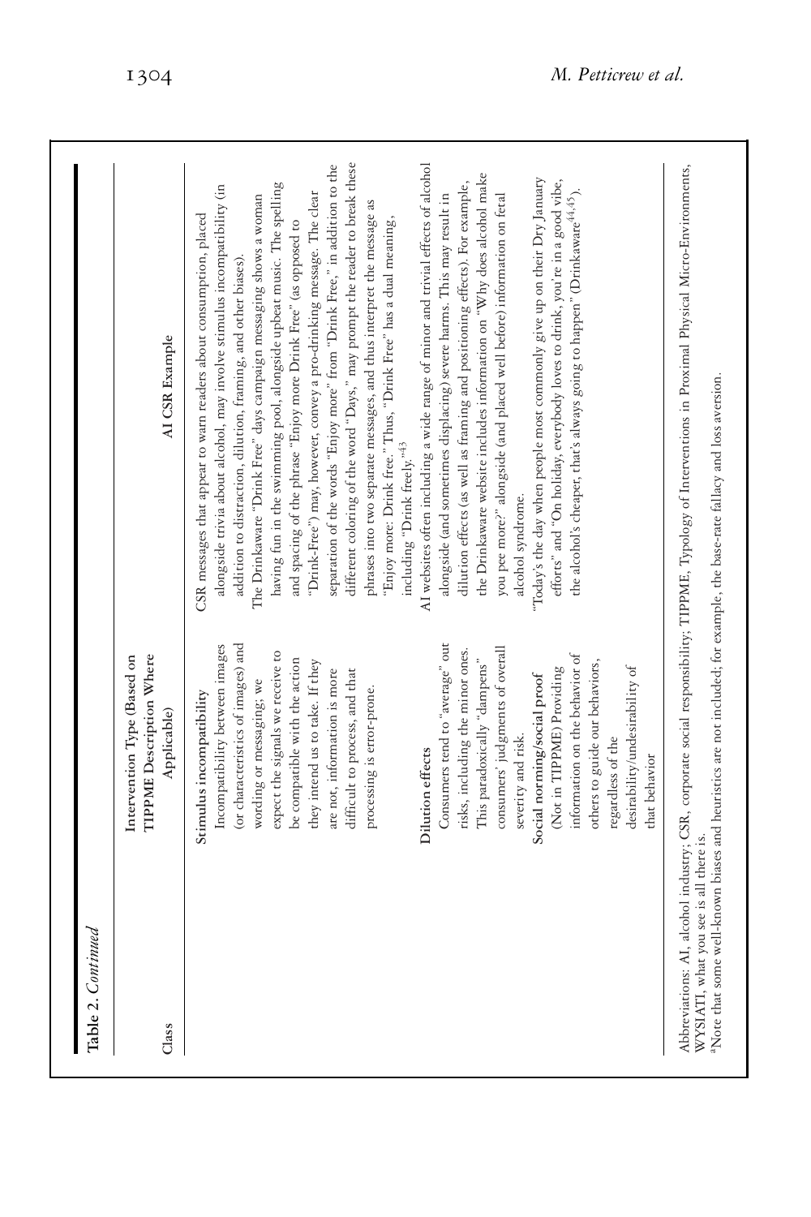**Table 2.** *Continued*

| Class | Intervention Type (Based on TIPPME Description Where Applicable) | AI CSR Example |
|---|---|---|
| | **Stimulus incompatibility** Incompatibility between images (or characteristics of images) and wording or messaging; we expect the signals we receive to be compatible with the action they intend us to take. If they are not, information is more difficult to process, and that processing is error-prone. | CSR messages that appear to warn readers about consumption, placed alongside trivia about alcohol, may involve stimulus incompatibility (in addition to distraction, dilution, framing, and other biases). The Drinkaware "Drink Free" days campaign messaging shows a woman having fun in the swimming pool, alongside upbeat music. The spelling and spacing of the phrase "Enjoy more Drink Free" (as opposed to "Drink-Free") may, however, convey a pro-drinking message. The clear separation of the words "Enjoy more" from "Drink Free," in addition to the different coloring of the word "Days," may prompt the reader to break these phrases into two separate messages, and thus interpret the message as "Enjoy more: Drink free." Thus, "Drink Free" has a dual meaning, including "Drink freely."[43] |
| | **Dilution effects** Consumers tend to "average" out risks, including the minor ones. This paradoxically "dampens" consumers' judgments of overall severity and risk. | AI websites often including a wide range of minor and trivial effects of alcohol alongside (and sometimes displacing) severe harms. This may result in dilution effects (as well as framing and positioning effects). For example, the Drinkaware website includes information on "Why does alcohol make you pee more?" alongside (and placed well before) information on fetal alcohol syndrome. |
| | **Social norming/social proof** (Not in TIPPME) Providing information on the behavior of others to guide our behaviors, regardless of the desirability/undesirability of that behavior | "Today's the day when people most commonly give up on their Dry January efforts" and "On holiday, everybody loves to drink, you're in a good vibe, the alcohol's cheaper, that's always going to happen" (Drinkaware[44,45]). |

Abbreviations: AI, alcohol industry; CSR, corporate social responsibility; TIPPME, Typology of Interventions in Proximal Physical Micro-Environments, WYSIATI, what you see is all there is.

[a]Note that some well-known biases and heuristics are not included; for example, the base-rate fallacy and loss aversion.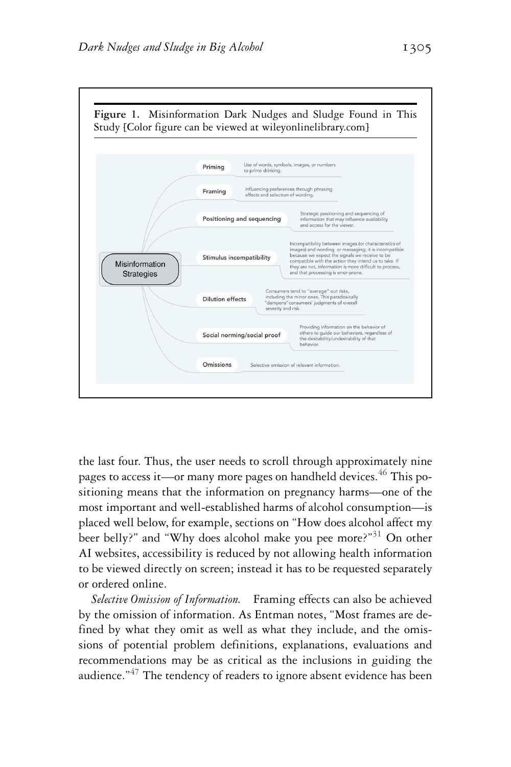**Figure 1.** Misinformation Dark Nudges and Sludge Found in This Study [Color figure can be viewed at wileyonlinelibrary.com]

Misinformation Strategies

- **Priming**: Use of words, symbols, images, or numbers to prime drinking.
- **Framing**: Influencing preferences through phrasing effects and selection of wording.
- **Positioning and sequencing**: Strategic positioning and sequencing of information that may influence availability and access for the viewer.
- **Stimulus incompatibility**: Incompatibility between images (or characteristics of images) and wording or messaging; it is incompatible because we expect the signals we receive to be compatible with the action they intend us to take. If they are not, information is more difficult to process, and that processing is error-prone.
- **Dilution effects**: Consumers tend to "average" out risks, including the minor ones. This paradoxically "dampens" consumers' judgments of overall severity and risk.
- **Social norming/social proof**: Providing information on the behavior of others to guide our behaviors, regardless of the desirability/undesirability of that behavior.
- **Omissions**: Selective omission of relevant information.

the last four. Thus, the user needs to scroll through approximately nine pages to access it—or many more pages on handheld devices.[46] This positioning means that the information on pregnancy harms—one of the most important and well-established harms of alcohol consumption—is placed well below, for example, sections on "How does alcohol affect my beer belly?" and "Why does alcohol make you pee more?"[31] On other AI websites, accessibility is reduced by not allowing health information to be viewed directly on screen; instead it has to be requested separately or ordered online.

*Selective Omission of Information.* Framing effects can also be achieved by the omission of information. As Entman notes, "Most frames are defined by what they omit as well as what they include, and the omissions of potential problem definitions, explanations, evaluations and recommendations may be as critical as the inclusions in guiding the audience."[47] The tendency of readers to ignore absent evidence has been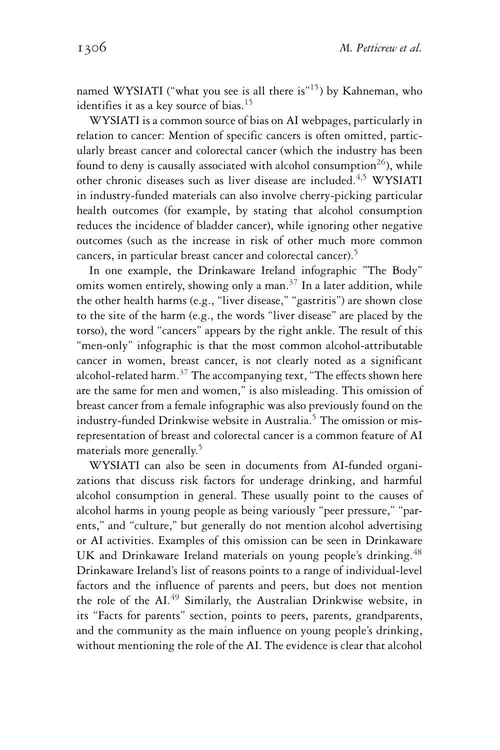named WYSIATI ("what you see is all there is"[15]) by Kahneman, who identifies it as a key source of bias.[15]

WYSIATI is a common source of bias on AI webpages, particularly in relation to cancer: Mention of specific cancers is often omitted, particularly breast cancer and colorectal cancer (which the industry has been found to deny is causally associated with alcohol consumption[26]), while other chronic diseases such as liver disease are included.[4,5] WYSIATI in industry-funded materials can also involve cherry-picking particular health outcomes (for example, by stating that alcohol consumption reduces the incidence of bladder cancer), while ignoring other negative outcomes (such as the increase in risk of other much more common cancers, in particular breast cancer and colorectal cancer).[5]

In one example, the Drinkaware Ireland infographic "The Body" omits women entirely, showing only a man.[37] In a later addition, while the other health harms (e.g., "liver disease," "gastritis") are shown close to the site of the harm (e.g., the words "liver disease" are placed by the torso), the word "cancers" appears by the right ankle. The result of this "men-only" infographic is that the most common alcohol-attributable cancer in women, breast cancer, is not clearly noted as a significant alcohol-related harm.[37] The accompanying text, "The effects shown here are the same for men and women," is also misleading. This omission of breast cancer from a female infographic was also previously found on the industry-funded Drinkwise website in Australia.[5] The omission or misrepresentation of breast and colorectal cancer is a common feature of AI materials more generally.[5]

WYSIATI can also be seen in documents from AI-funded organizations that discuss risk factors for underage drinking, and harmful alcohol consumption in general. These usually point to the causes of alcohol harms in young people as being variously "peer pressure," "parents," and "culture," but generally do not mention alcohol advertising or AI activities. Examples of this omission can be seen in Drinkaware UK and Drinkaware Ireland materials on young people's drinking.[48] Drinkaware Ireland's list of reasons points to a range of individual-level factors and the influence of parents and peers, but does not mention the role of the AI.[49] Similarly, the Australian Drinkwise website, in its "Facts for parents" section, points to peers, parents, grandparents, and the community as the main influence on young people's drinking, without mentioning the role of the AI. The evidence is clear that alcohol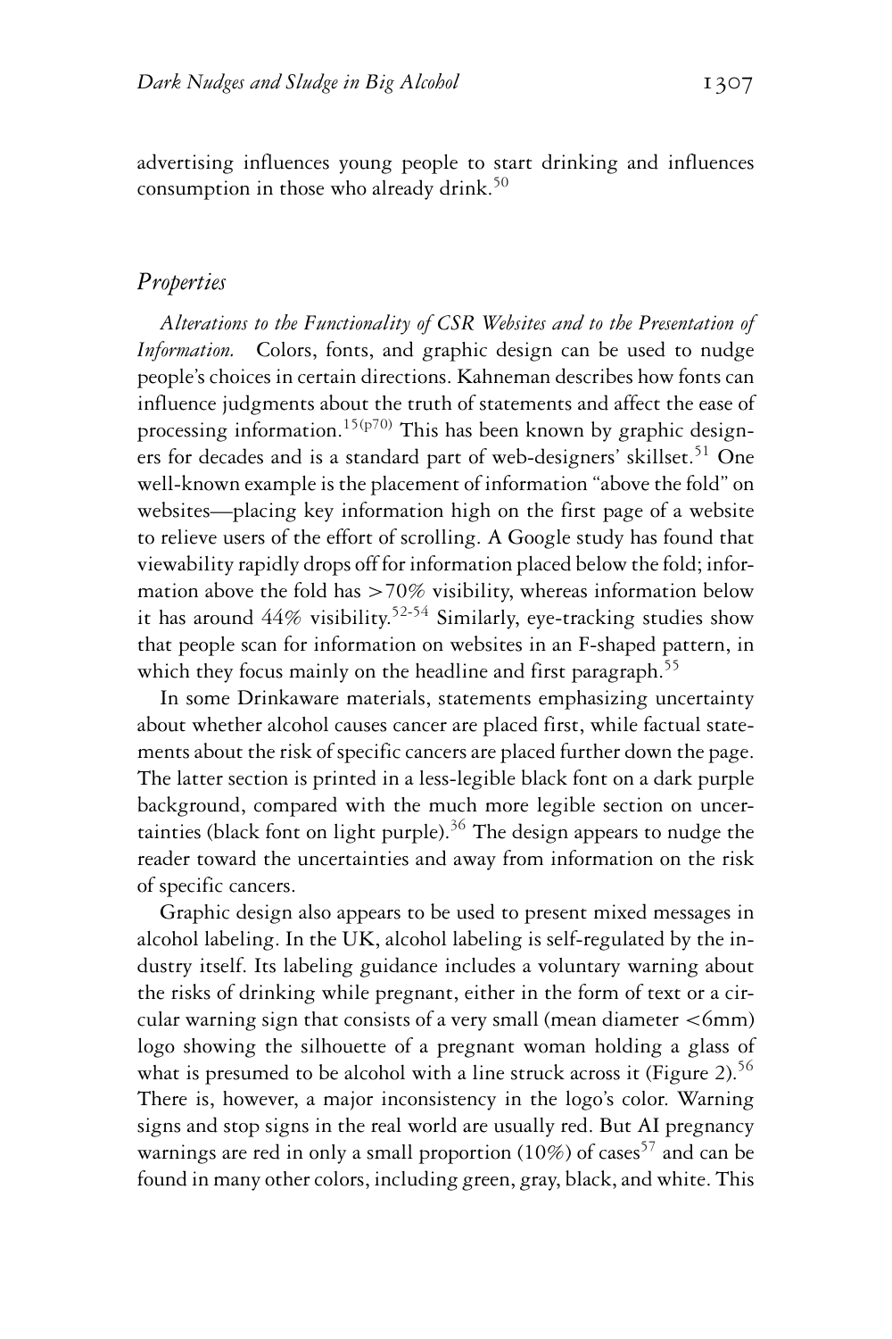advertising influences young people to start drinking and influences consumption in those who already drink.[50]

## *Properties*

*Alterations to the Functionality of CSR Websites and to the Presentation of Information.* Colors, fonts, and graphic design can be used to nudge people's choices in certain directions. Kahneman describes how fonts can influence judgments about the truth of statements and affect the ease of processing information.[15(p70)] This has been known by graphic designers for decades and is a standard part of web-designers' skillset.[51] One well-known example is the placement of information "above the fold" on websites—placing key information high on the first page of a website to relieve users of the effort of scrolling. A Google study has found that viewability rapidly drops off for information placed below the fold; information above the fold has >70% visibility, whereas information below it has around 44% visibility.[52-54] Similarly, eye-tracking studies show that people scan for information on websites in an F-shaped pattern, in which they focus mainly on the headline and first paragraph.[55]

In some Drinkaware materials, statements emphasizing uncertainty about whether alcohol causes cancer are placed first, while factual statements about the risk of specific cancers are placed further down the page. The latter section is printed in a less-legible black font on a dark purple background, compared with the much more legible section on uncertainties (black font on light purple).[36] The design appears to nudge the reader toward the uncertainties and away from information on the risk of specific cancers.

Graphic design also appears to be used to present mixed messages in alcohol labeling. In the UK, alcohol labeling is self-regulated by the industry itself. Its labeling guidance includes a voluntary warning about the risks of drinking while pregnant, either in the form of text or a circular warning sign that consists of a very small (mean diameter <6mm) logo showing the silhouette of a pregnant woman holding a glass of what is presumed to be alcohol with a line struck across it (Figure 2).[56] There is, however, a major inconsistency in the logo's color. Warning signs and stop signs in the real world are usually red. But AI pregnancy warnings are red in only a small proportion (10%) of cases[57] and can be found in many other colors, including green, gray, black, and white. This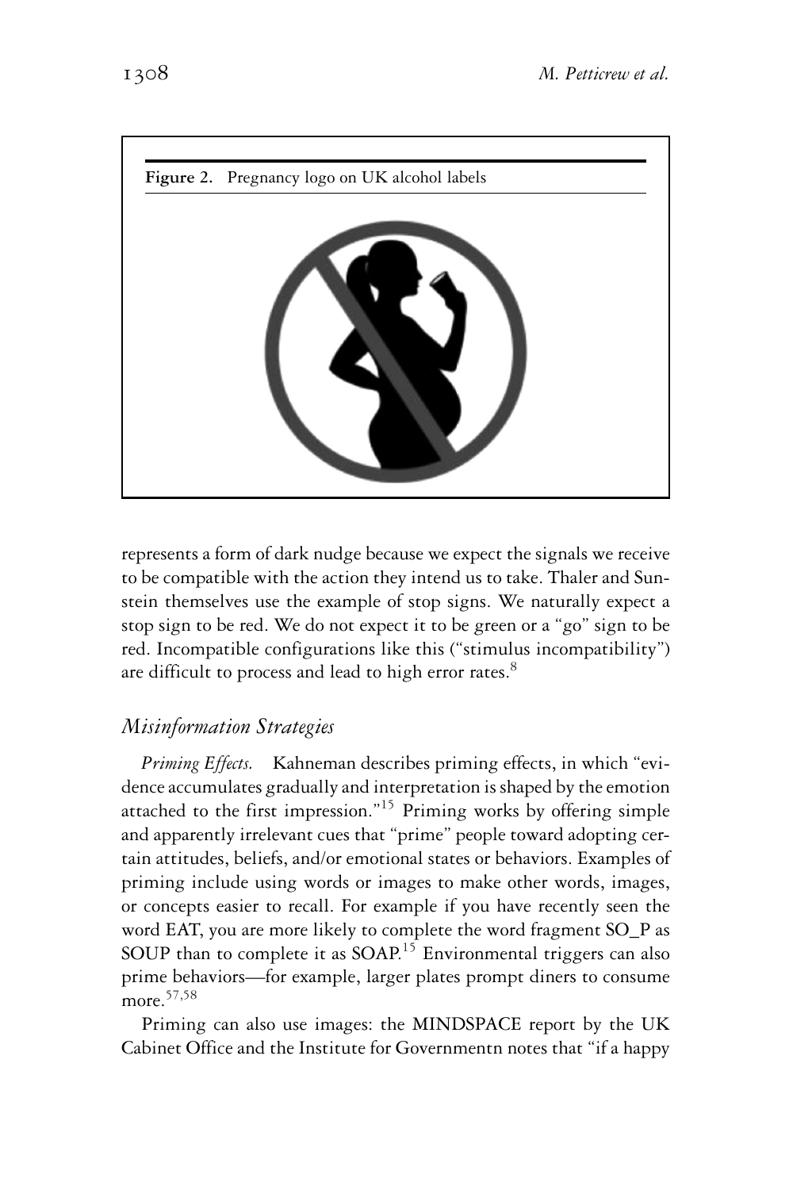**Figure 2.** Pregnancy logo on UK alcohol labels

represents a form of dark nudge because we expect the signals we receive to be compatible with the action they intend us to take. Thaler and Sunstein themselves use the example of stop signs. We naturally expect a stop sign to be red. We do not expect it to be green or a "go" sign to be red. Incompatible configurations like this ("stimulus incompatibility") are difficult to process and lead to high error rates.[8]

## *Misinformation Strategies*

*Priming Effects.* Kahneman describes priming effects, in which "evidence accumulates gradually and interpretation is shaped by the emotion attached to the first impression."[15] Priming works by offering simple and apparently irrelevant cues that "prime" people toward adopting certain attitudes, beliefs, and/or emotional states or behaviors. Examples of priming include using words or images to make other words, images, or concepts easier to recall. For example if you have recently seen the word EAT, you are more likely to complete the word fragment SO_P as SOUP than to complete it as SOAP.[15] Environmental triggers can also prime behaviors—for example, larger plates prompt diners to consume more.[57,58]

Priming can also use images: the MINDSPACE report by the UK Cabinet Office and the Institute for Governmentn notes that "if a happy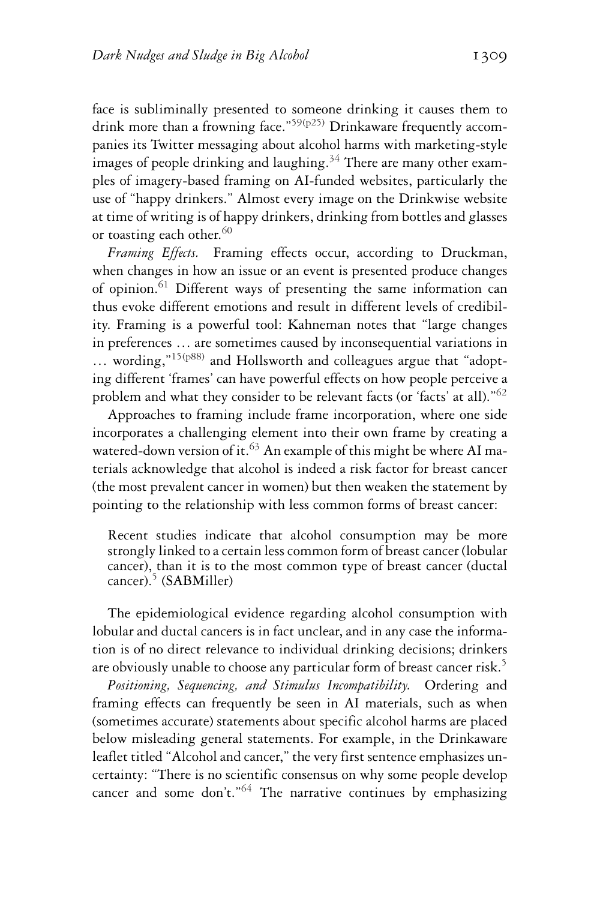face is subliminally presented to someone drinking it causes them to drink more than a frowning face."[59(p25)] Drinkaware frequently accompanies its Twitter messaging about alcohol harms with marketing-style images of people drinking and laughing.[34] There are many other examples of imagery-based framing on AI-funded websites, particularly the use of "happy drinkers." Almost every image on the Drinkwise website at time of writing is of happy drinkers, drinking from bottles and glasses or toasting each other.[60]

*Framing Effects.* Framing effects occur, according to Druckman, when changes in how an issue or an event is presented produce changes of opinion.[61] Different ways of presenting the same information can thus evoke different emotions and result in different levels of credibility. Framing is a powerful tool: Kahneman notes that "large changes in preferences … are sometimes caused by inconsequential variations in … wording,"[15(p88)] and Hollsworth and colleagues argue that "adopting different 'frames' can have powerful effects on how people perceive a problem and what they consider to be relevant facts (or 'facts' at all)."[62]

Approaches to framing include frame incorporation, where one side incorporates a challenging element into their own frame by creating a watered-down version of it.[63] An example of this might be where AI materials acknowledge that alcohol is indeed a risk factor for breast cancer (the most prevalent cancer in women) but then weaken the statement by pointing to the relationship with less common forms of breast cancer:

> Recent studies indicate that alcohol consumption may be more strongly linked to a certain less common form of breast cancer (lobular cancer), than it is to the most common type of breast cancer (ductal cancer).[5] (SABMiller)

The epidemiological evidence regarding alcohol consumption with lobular and ductal cancers is in fact unclear, and in any case the information is of no direct relevance to individual drinking decisions; drinkers are obviously unable to choose any particular form of breast cancer risk.[5]

*Positioning, Sequencing, and Stimulus Incompatibility.* Ordering and framing effects can frequently be seen in AI materials, such as when (sometimes accurate) statements about specific alcohol harms are placed below misleading general statements. For example, in the Drinkaware leaflet titled "Alcohol and cancer," the very first sentence emphasizes uncertainty: "There is no scientific consensus on why some people develop cancer and some don't."[64] The narrative continues by emphasizing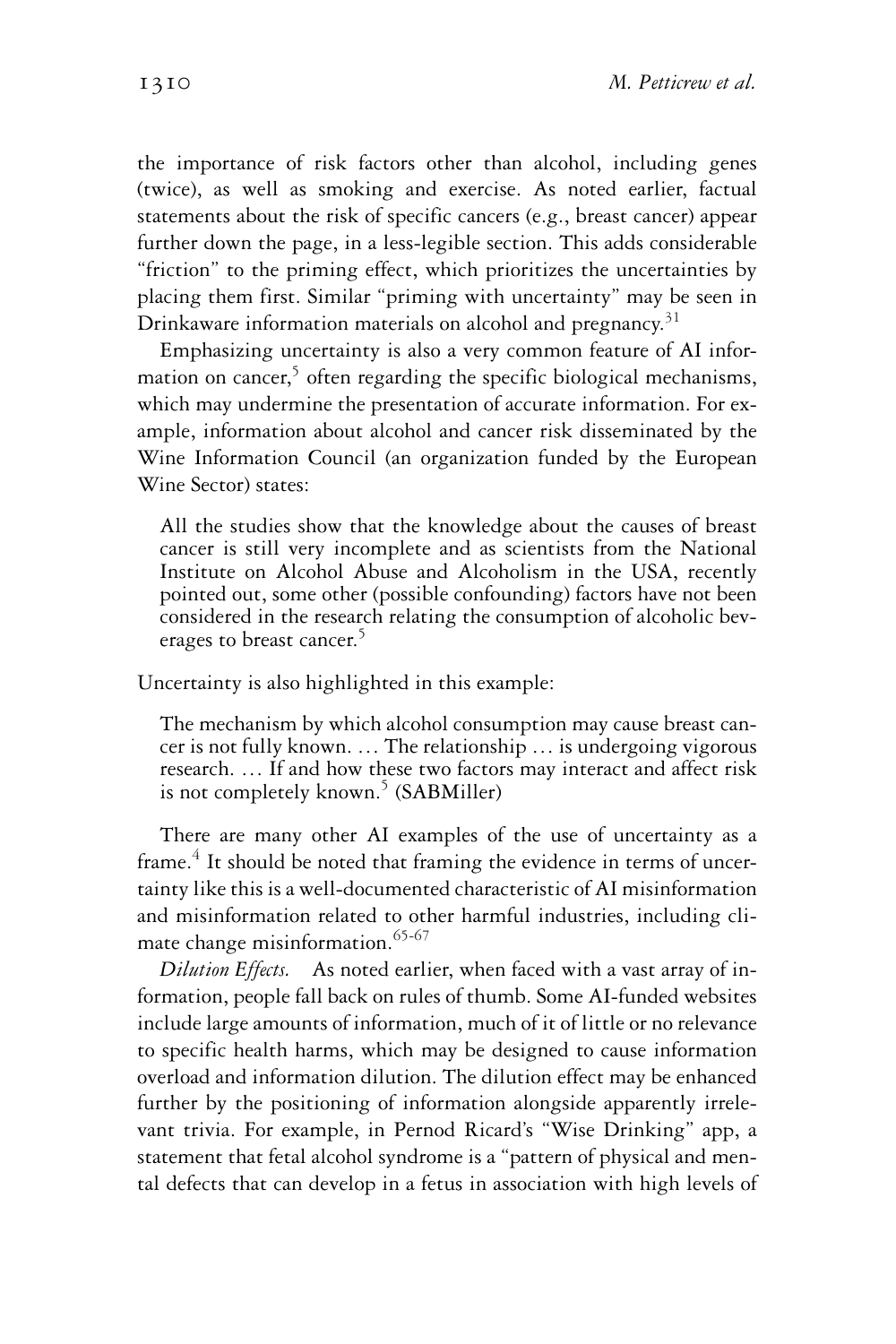the importance of risk factors other than alcohol, including genes (twice), as well as smoking and exercise. As noted earlier, factual statements about the risk of specific cancers (e.g., breast cancer) appear further down the page, in a less-legible section. This adds considerable "friction" to the priming effect, which prioritizes the uncertainties by placing them first. Similar "priming with uncertainty" may be seen in Drinkaware information materials on alcohol and pregnancy.[31]

Emphasizing uncertainty is also a very common feature of AI information on cancer,[5] often regarding the specific biological mechanisms, which may undermine the presentation of accurate information. For example, information about alcohol and cancer risk disseminated by the Wine Information Council (an organization funded by the European Wine Sector) states:

> All the studies show that the knowledge about the causes of breast cancer is still very incomplete and as scientists from the National Institute on Alcohol Abuse and Alcoholism in the USA, recently pointed out, some other (possible confounding) factors have not been considered in the research relating the consumption of alcoholic beverages to breast cancer.[5]

Uncertainty is also highlighted in this example:

> The mechanism by which alcohol consumption may cause breast cancer is not fully known. … The relationship … is undergoing vigorous research. … If and how these two factors may interact and affect risk is not completely known.[5] (SABMiller)

There are many other AI examples of the use of uncertainty as a frame.[4] It should be noted that framing the evidence in terms of uncertainty like this is a well-documented characteristic of AI misinformation and misinformation related to other harmful industries, including climate change misinformation.[65-67]

*Dilution Effects.* As noted earlier, when faced with a vast array of information, people fall back on rules of thumb. Some AI-funded websites include large amounts of information, much of it of little or no relevance to specific health harms, which may be designed to cause information overload and information dilution. The dilution effect may be enhanced further by the positioning of information alongside apparently irrelevant trivia. For example, in Pernod Ricard's "Wise Drinking" app, a statement that fetal alcohol syndrome is a "pattern of physical and mental defects that can develop in a fetus in association with high levels of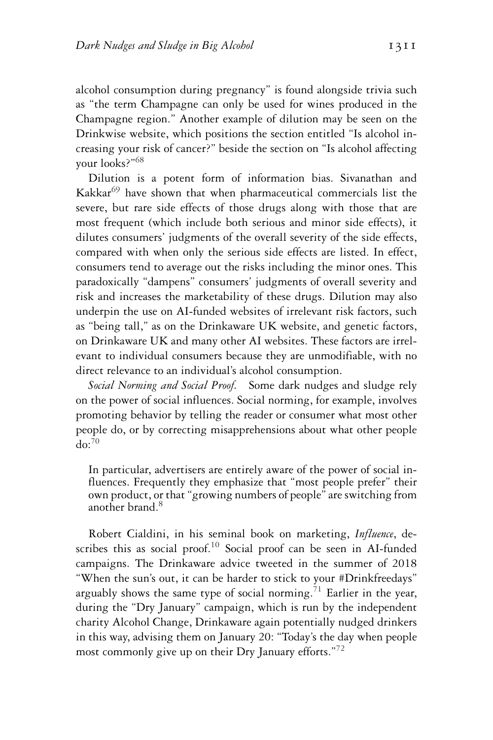alcohol consumption during pregnancy" is found alongside trivia such as "the term Champagne can only be used for wines produced in the Champagne region." Another example of dilution may be seen on the Drinkwise website, which positions the section entitled "Is alcohol increasing your risk of cancer?" beside the section on "Is alcohol affecting your looks?"[68]

Dilution is a potent form of information bias. Sivanathan and Kakkar[69] have shown that when pharmaceutical commercials list the severe, but rare side effects of those drugs along with those that are most frequent (which include both serious and minor side effects), it dilutes consumers' judgments of the overall severity of the side effects, compared with when only the serious side effects are listed. In effect, consumers tend to average out the risks including the minor ones. This paradoxically "dampens" consumers' judgments of overall severity and risk and increases the marketability of these drugs. Dilution may also underpin the use on AI-funded websites of irrelevant risk factors, such as "being tall," as on the Drinkaware UK website, and genetic factors, on Drinkaware UK and many other AI websites. These factors are irrelevant to individual consumers because they are unmodifiable, with no direct relevance to an individual's alcohol consumption.

*Social Norming and Social Proof.* Some dark nudges and sludge rely on the power of social influences. Social norming, for example, involves promoting behavior by telling the reader or consumer what most other people do, or by correcting misapprehensions about what other people do:[70]

> In particular, advertisers are entirely aware of the power of social influences. Frequently they emphasize that "most people prefer" their own product, or that "growing numbers of people" are switching from another brand.[8]

Robert Cialdini, in his seminal book on marketing, *Influence*, describes this as social proof.[10] Social proof can be seen in AI-funded campaigns. The Drinkaware advice tweeted in the summer of 2018 "When the sun's out, it can be harder to stick to your #Drinkfreedays" arguably shows the same type of social norming.[71] Earlier in the year, during the "Dry January" campaign, which is run by the independent charity Alcohol Change, Drinkaware again potentially nudged drinkers in this way, advising them on January 20: "Today's the day when people most commonly give up on their Dry January efforts."[72]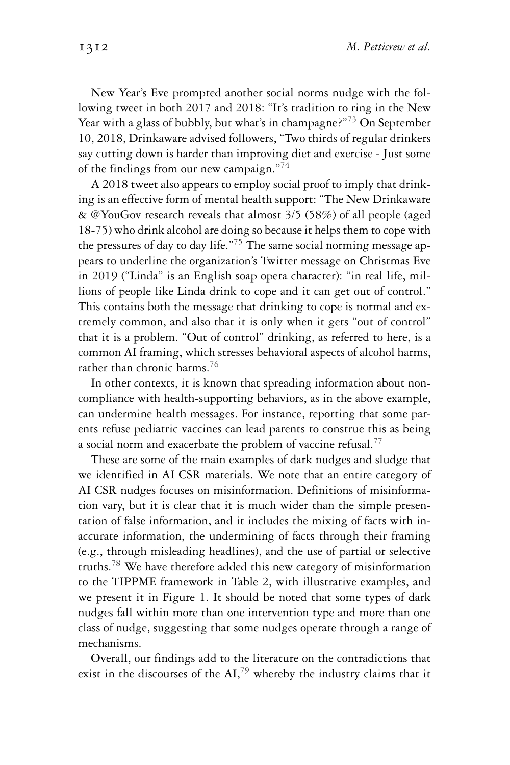New Year's Eve prompted another social norms nudge with the following tweet in both 2017 and 2018: "It's tradition to ring in the New Year with a glass of bubbly, but what's in champagne?"[73] On September 10, 2018, Drinkaware advised followers, "Two thirds of regular drinkers say cutting down is harder than improving diet and exercise - Just some of the findings from our new campaign."[74]

A 2018 tweet also appears to employ social proof to imply that drinking is an effective form of mental health support: "The New Drinkaware & @YouGov research reveals that almost 3/5 (58%) of all people (aged 18-75) who drink alcohol are doing so because it helps them to cope with the pressures of day to day life."[75] The same social norming message appears to underline the organization's Twitter message on Christmas Eve in 2019 ("Linda" is an English soap opera character): "in real life, millions of people like Linda drink to cope and it can get out of control." This contains both the message that drinking to cope is normal and extremely common, and also that it is only when it gets "out of control" that it is a problem. "Out of control" drinking, as referred to here, is a common AI framing, which stresses behavioral aspects of alcohol harms, rather than chronic harms.[76]

In other contexts, it is known that spreading information about noncompliance with health-supporting behaviors, as in the above example, can undermine health messages. For instance, reporting that some parents refuse pediatric vaccines can lead parents to construe this as being a social norm and exacerbate the problem of vaccine refusal.[77]

These are some of the main examples of dark nudges and sludge that we identified in AI CSR materials. We note that an entire category of AI CSR nudges focuses on misinformation. Definitions of misinformation vary, but it is clear that it is much wider than the simple presentation of false information, and it includes the mixing of facts with inaccurate information, the undermining of facts through their framing (e.g., through misleading headlines), and the use of partial or selective truths.[78] We have therefore added this new category of misinformation to the TIPPME framework in Table 2, with illustrative examples, and we present it in Figure 1. It should be noted that some types of dark nudges fall within more than one intervention type and more than one class of nudge, suggesting that some nudges operate through a range of mechanisms.

Overall, our findings add to the literature on the contradictions that exist in the discourses of the AI,[79] whereby the industry claims that it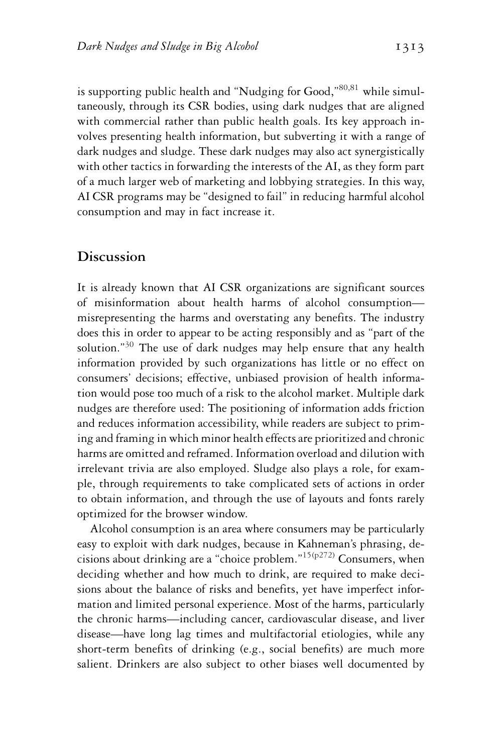is supporting public health and "Nudging for Good,"[80,81] while simultaneously, through its CSR bodies, using dark nudges that are aligned with commercial rather than public health goals. Its key approach involves presenting health information, but subverting it with a range of dark nudges and sludge. These dark nudges may also act synergistically with other tactics in forwarding the interests of the AI, as they form part of a much larger web of marketing and lobbying strategies. In this way, AI CSR programs may be "designed to fail" in reducing harmful alcohol consumption and may in fact increase it.

## Discussion

It is already known that AI CSR organizations are significant sources of misinformation about health harms of alcohol consumption—misrepresenting the harms and overstating any benefits. The industry does this in order to appear to be acting responsibly and as "part of the solution."[30] The use of dark nudges may help ensure that any health information provided by such organizations has little or no effect on consumers' decisions; effective, unbiased provision of health information would pose too much of a risk to the alcohol market. Multiple dark nudges are therefore used: The positioning of information adds friction and reduces information accessibility, while readers are subject to priming and framing in which minor health effects are prioritized and chronic harms are omitted and reframed. Information overload and dilution with irrelevant trivia are also employed. Sludge also plays a role, for example, through requirements to take complicated sets of actions in order to obtain information, and through the use of layouts and fonts rarely optimized for the browser window.

Alcohol consumption is an area where consumers may be particularly easy to exploit with dark nudges, because in Kahneman's phrasing, decisions about drinking are a "choice problem."[15(p272)] Consumers, when deciding whether and how much to drink, are required to make decisions about the balance of risks and benefits, yet have imperfect information and limited personal experience. Most of the harms, particularly the chronic harms—including cancer, cardiovascular disease, and liver disease—have long lag times and multifactorial etiologies, while any short-term benefits of drinking (e.g., social benefits) are much more salient. Drinkers are also subject to other biases well documented by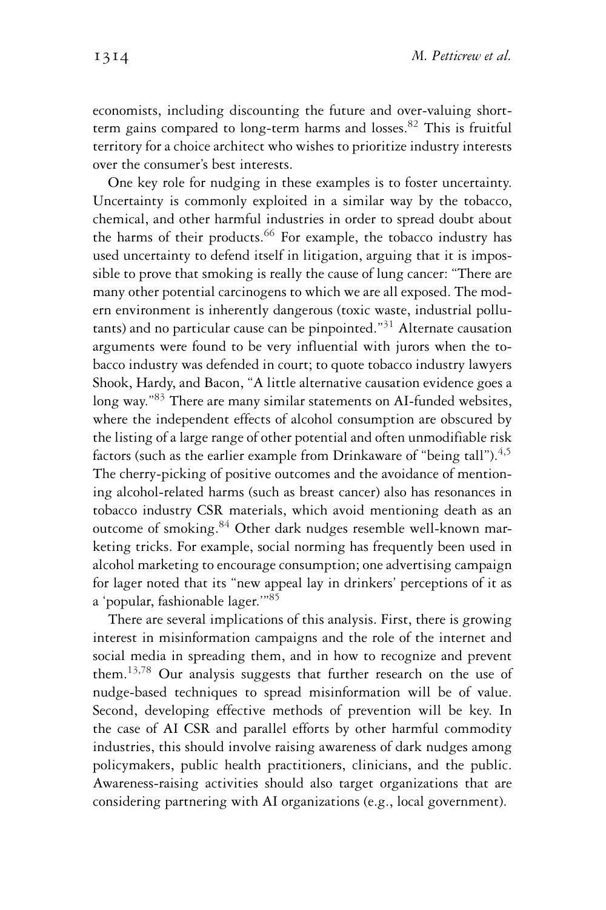economists, including discounting the future and over-valuing short-term gains compared to long-term harms and losses.[82] This is fruitful territory for a choice architect who wishes to prioritize industry interests over the consumer's best interests.

One key role for nudging in these examples is to foster uncertainty. Uncertainty is commonly exploited in a similar way by the tobacco, chemical, and other harmful industries in order to spread doubt about the harms of their products.[66] For example, the tobacco industry has used uncertainty to defend itself in litigation, arguing that it is impossible to prove that smoking is really the cause of lung cancer: "There are many other potential carcinogens to which we are all exposed. The modern environment is inherently dangerous (toxic waste, industrial pollutants) and no particular cause can be pinpointed."[31] Alternate causation arguments were found to be very influential with jurors when the tobacco industry was defended in court; to quote tobacco industry lawyers Shook, Hardy, and Bacon, "A little alternative causation evidence goes a long way."[83] There are many similar statements on AI-funded websites, where the independent effects of alcohol consumption are obscured by the listing of a large range of other potential and often unmodifiable risk factors (such as the earlier example from Drinkaware of "being tall").[4,5] The cherry-picking of positive outcomes and the avoidance of mentioning alcohol-related harms (such as breast cancer) also has resonances in tobacco industry CSR materials, which avoid mentioning death as an outcome of smoking.[84] Other dark nudges resemble well-known marketing tricks. For example, social norming has frequently been used in alcohol marketing to encourage consumption; one advertising campaign for lager noted that its "new appeal lay in drinkers' perceptions of it as a 'popular, fashionable lager.'"[85]

There are several implications of this analysis. First, there is growing interest in misinformation campaigns and the role of the internet and social media in spreading them, and in how to recognize and prevent them.[13,78] Our analysis suggests that further research on the use of nudge-based techniques to spread misinformation will be of value. Second, developing effective methods of prevention will be key. In the case of AI CSR and parallel efforts by other harmful commodity industries, this should involve raising awareness of dark nudges among policymakers, public health practitioners, clinicians, and the public. Awareness-raising activities should also target organizations that are considering partnering with AI organizations (e.g., local government).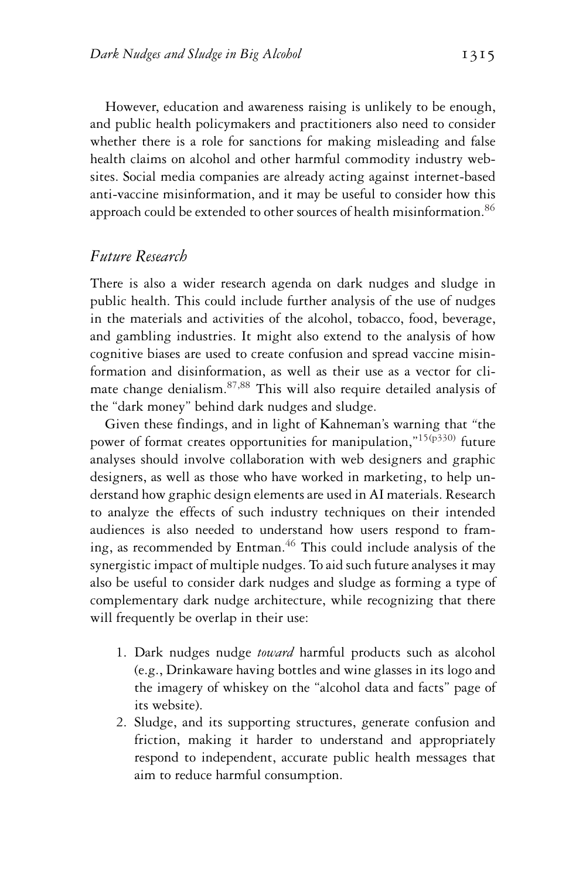However, education and awareness raising is unlikely to be enough, and public health policymakers and practitioners also need to consider whether there is a role for sanctions for making misleading and false health claims on alcohol and other harmful commodity industry websites. Social media companies are already acting against internet-based anti-vaccine misinformation, and it may be useful to consider how this approach could be extended to other sources of health misinformation.[86]

## *Future Research*

There is also a wider research agenda on dark nudges and sludge in public health. This could include further analysis of the use of nudges in the materials and activities of the alcohol, tobacco, food, beverage, and gambling industries. It might also extend to the analysis of how cognitive biases are used to create confusion and spread vaccine misinformation and disinformation, as well as their use as a vector for climate change denialism.[87,88] This will also require detailed analysis of the "dark money" behind dark nudges and sludge.

Given these findings, and in light of Kahneman's warning that "the power of format creates opportunities for manipulation,"[15(p330)] future analyses should involve collaboration with web designers and graphic designers, as well as those who have worked in marketing, to help understand how graphic design elements are used in AI materials. Research to analyze the effects of such industry techniques on their intended audiences is also needed to understand how users respond to framing, as recommended by Entman.[46] This could include analysis of the synergistic impact of multiple nudges. To aid such future analyses it may also be useful to consider dark nudges and sludge as forming a type of complementary dark nudge architecture, while recognizing that there will frequently be overlap in their use:

1. Dark nudges nudge *toward* harmful products such as alcohol (e.g., Drinkaware having bottles and wine glasses in its logo and the imagery of whiskey on the "alcohol data and facts" page of its website).
2. Sludge, and its supporting structures, generate confusion and friction, making it harder to understand and appropriately respond to independent, accurate public health messages that aim to reduce harmful consumption.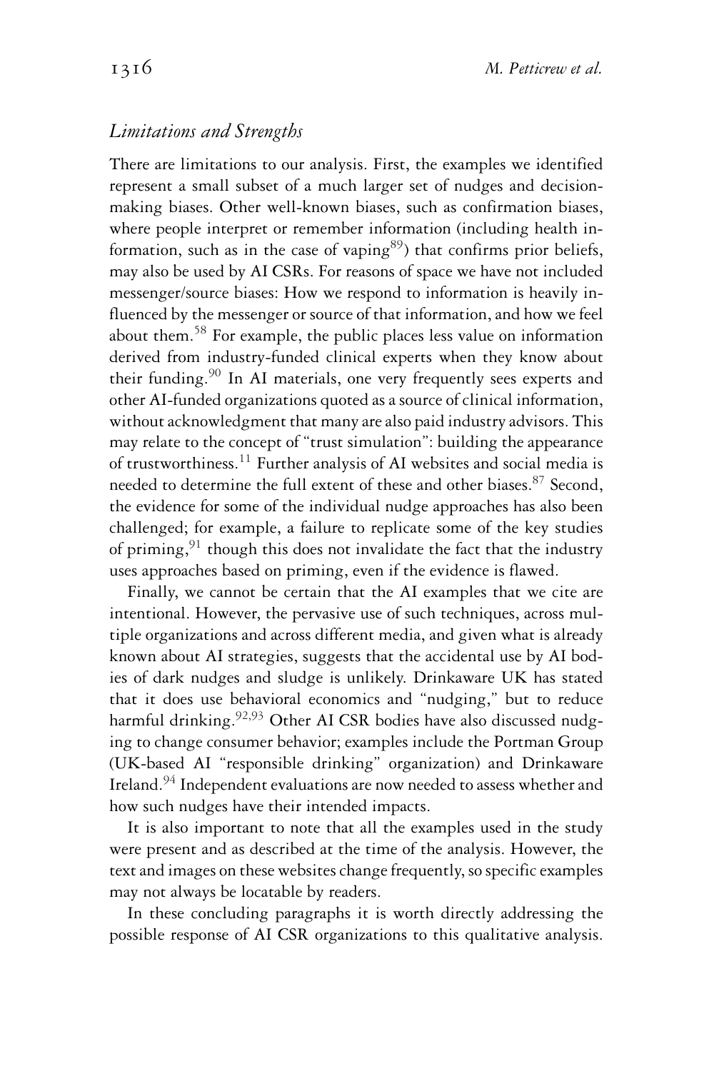### *Limitations and Strengths*

There are limitations to our analysis. First, the examples we identified represent a small subset of a much larger set of nudges and decision-making biases. Other well-known biases, such as confirmation biases, where people interpret or remember information (including health information, such as in the case of vaping[89]) that confirms prior beliefs, may also be used by AI CSRs. For reasons of space we have not included messenger/source biases: How we respond to information is heavily influenced by the messenger or source of that information, and how we feel about them.[58] For example, the public places less value on information derived from industry-funded clinical experts when they know about their funding.[90] In AI materials, one very frequently sees experts and other AI-funded organizations quoted as a source of clinical information, without acknowledgment that many are also paid industry advisors. This may relate to the concept of "trust simulation": building the appearance of trustworthiness.[11] Further analysis of AI websites and social media is needed to determine the full extent of these and other biases.[87] Second, the evidence for some of the individual nudge approaches has also been challenged; for example, a failure to replicate some of the key studies of priming,[91] though this does not invalidate the fact that the industry uses approaches based on priming, even if the evidence is flawed.

Finally, we cannot be certain that the AI examples that we cite are intentional. However, the pervasive use of such techniques, across multiple organizations and across different media, and given what is already known about AI strategies, suggests that the accidental use by AI bodies of dark nudges and sludge is unlikely. Drinkaware UK has stated that it does use behavioral economics and "nudging," but to reduce harmful drinking.[92,93] Other AI CSR bodies have also discussed nudging to change consumer behavior; examples include the Portman Group (UK-based AI "responsible drinking" organization) and Drinkaware Ireland.[94] Independent evaluations are now needed to assess whether and how such nudges have their intended impacts.

It is also important to note that all the examples used in the study were present and as described at the time of the analysis. However, the text and images on these websites change frequently, so specific examples may not always be locatable by readers.

In these concluding paragraphs it is worth directly addressing the possible response of AI CSR organizations to this qualitative analysis.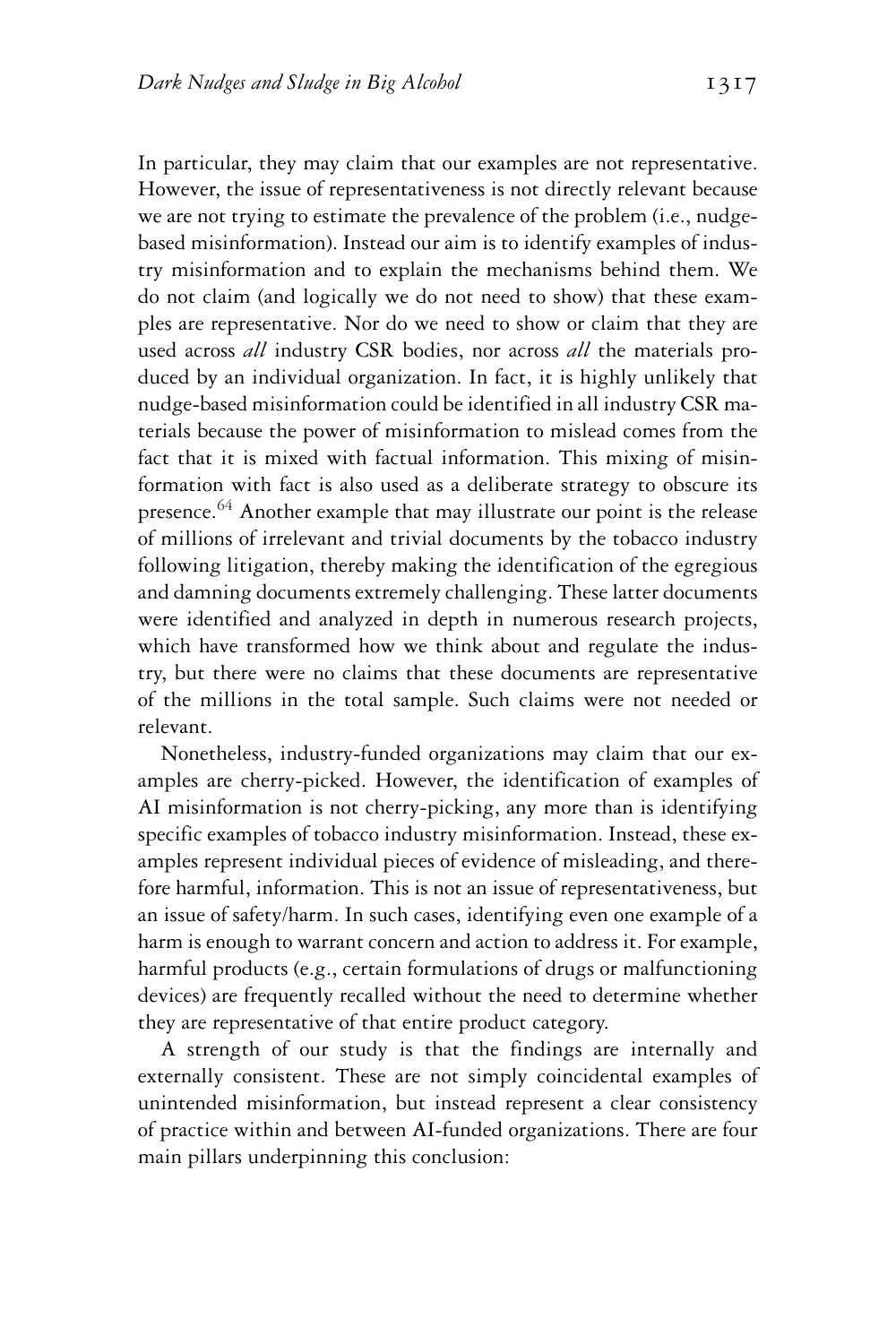In particular, they may claim that our examples are not representative. However, the issue of representativeness is not directly relevant because we are not trying to estimate the prevalence of the problem (i.e., nudge-based misinformation). Instead our aim is to identify examples of industry misinformation and to explain the mechanisms behind them. We do not claim (and logically we do not need to show) that these examples are representative. Nor do we need to show or claim that they are used across *all* industry CSR bodies, nor across *all* the materials produced by an individual organization. In fact, it is highly unlikely that nudge-based misinformation could be identified in all industry CSR materials because the power of misinformation to mislead comes from the fact that it is mixed with factual information. This mixing of misinformation with fact is also used as a deliberate strategy to obscure its presence.[64] Another example that may illustrate our point is the release of millions of irrelevant and trivial documents by the tobacco industry following litigation, thereby making the identification of the egregious and damning documents extremely challenging. These latter documents were identified and analyzed in depth in numerous research projects, which have transformed how we think about and regulate the industry, but there were no claims that these documents are representative of the millions in the total sample. Such claims were not needed or relevant.

Nonetheless, industry-funded organizations may claim that our examples are cherry-picked. However, the identification of examples of AI misinformation is not cherry-picking, any more than is identifying specific examples of tobacco industry misinformation. Instead, these examples represent individual pieces of evidence of misleading, and therefore harmful, information. This is not an issue of representativeness, but an issue of safety/harm. In such cases, identifying even one example of a harm is enough to warrant concern and action to address it. For example, harmful products (e.g., certain formulations of drugs or malfunctioning devices) are frequently recalled without the need to determine whether they are representative of that entire product category.

A strength of our study is that the findings are internally and externally consistent. These are not simply coincidental examples of unintended misinformation, but instead represent a clear consistency of practice within and between AI-funded organizations. There are four main pillars underpinning this conclusion: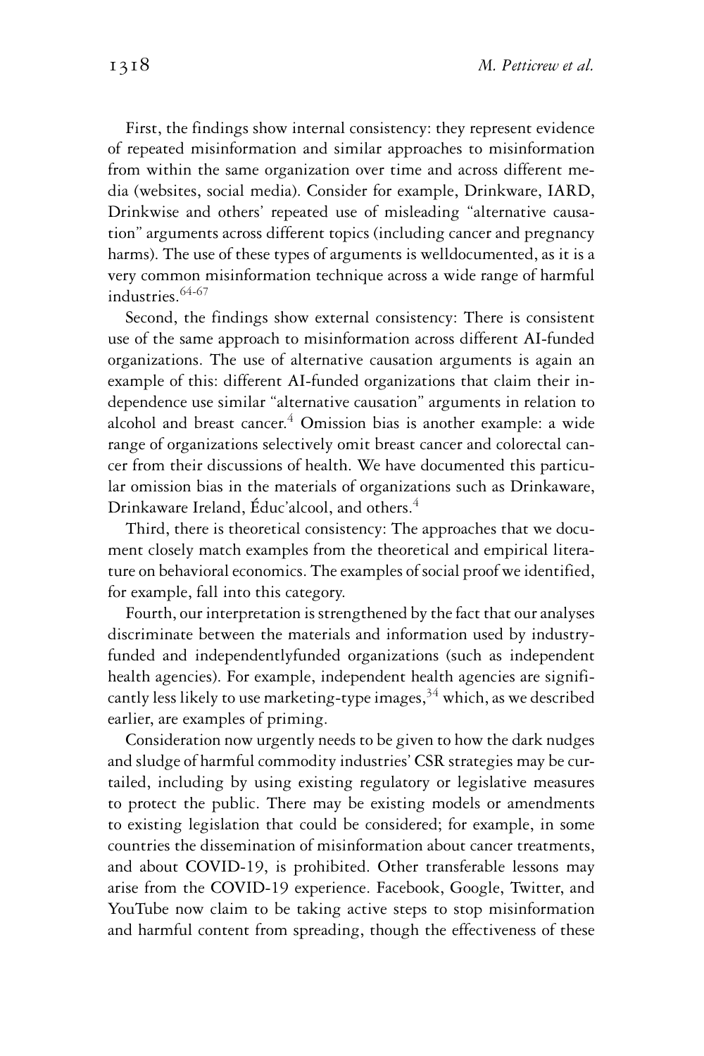First, the findings show internal consistency: they represent evidence of repeated misinformation and similar approaches to misinformation from within the same organization over time and across different media (websites, social media). Consider for example, Drinkware, IARD, Drinkwise and others' repeated use of misleading "alternative causation" arguments across different topics (including cancer and pregnancy harms). The use of these types of arguments is welldocumented, as it is a very common misinformation technique across a wide range of harmful industries.[64-67]

Second, the findings show external consistency: There is consistent use of the same approach to misinformation across different AI-funded organizations. The use of alternative causation arguments is again an example of this: different AI-funded organizations that claim their independence use similar "alternative causation" arguments in relation to alcohol and breast cancer.[4] Omission bias is another example: a wide range of organizations selectively omit breast cancer and colorectal cancer from their discussions of health. We have documented this particular omission bias in the materials of organizations such as Drinkaware, Drinkaware Ireland, Éduc'alcool, and others.[4]

Third, there is theoretical consistency: The approaches that we document closely match examples from the theoretical and empirical literature on behavioral economics. The examples of social proof we identified, for example, fall into this category.

Fourth, our interpretation is strengthened by the fact that our analyses discriminate between the materials and information used by industry-funded and independentlyfunded organizations (such as independent health agencies). For example, independent health agencies are significantly less likely to use marketing-type images,[34] which, as we described earlier, are examples of priming.

Consideration now urgently needs to be given to how the dark nudges and sludge of harmful commodity industries' CSR strategies may be curtailed, including by using existing regulatory or legislative measures to protect the public. There may be existing models or amendments to existing legislation that could be considered; for example, in some countries the dissemination of misinformation about cancer treatments, and about COVID-19, is prohibited. Other transferable lessons may arise from the COVID-19 experience. Facebook, Google, Twitter, and YouTube now claim to be taking active steps to stop misinformation and harmful content from spreading, though the effectiveness of these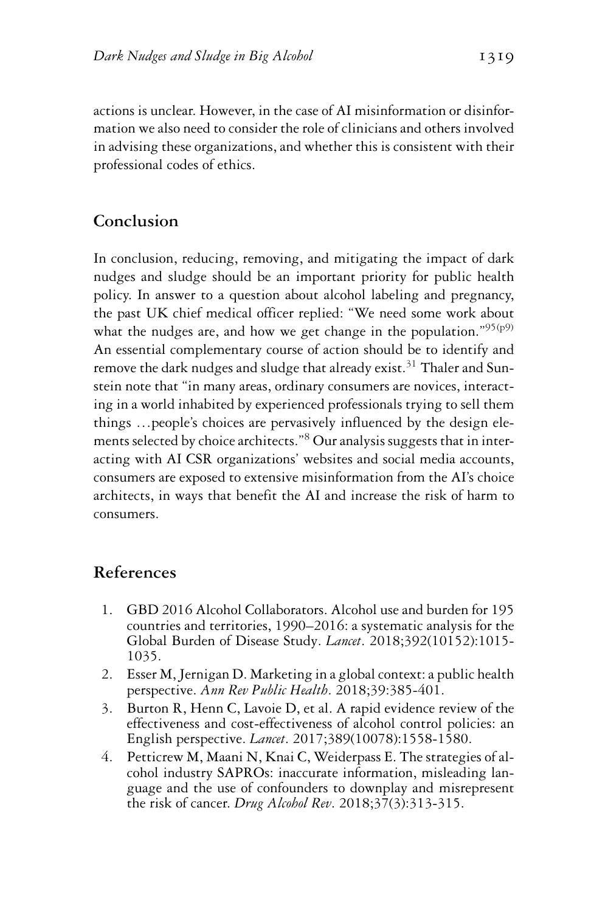actions is unclear. However, in the case of AI misinformation or disinformation we also need to consider the role of clinicians and others involved in advising these organizations, and whether this is consistent with their professional codes of ethics.

## Conclusion

In conclusion, reducing, removing, and mitigating the impact of dark nudges and sludge should be an important priority for public health policy. In answer to a question about alcohol labeling and pregnancy, the past UK chief medical officer replied: "We need some work about what the nudges are, and how we get change in the population."[95(p9)] An essential complementary course of action should be to identify and remove the dark nudges and sludge that already exist.[31] Thaler and Sunstein note that "in many areas, ordinary consumers are novices, interacting in a world inhabited by experienced professionals trying to sell them things …people's choices are pervasively influenced by the design elements selected by choice architects."[8] Our analysis suggests that in interacting with AI CSR organizations' websites and social media accounts, consumers are exposed to extensive misinformation from the AI's choice architects, in ways that benefit the AI and increase the risk of harm to consumers.

## References

1. GBD 2016 Alcohol Collaborators. Alcohol use and burden for 195 countries and territories, 1990–2016: a systematic analysis for the Global Burden of Disease Study. *Lancet*. 2018;392(10152):1015-1035.
2. Esser M, Jernigan D. Marketing in a global context: a public health perspective. *Ann Rev Public Health*. 2018;39:385-401.
3. Burton R, Henn C, Lavoie D, et al. A rapid evidence review of the effectiveness and cost-effectiveness of alcohol control policies: an English perspective. *Lancet*. 2017;389(10078):1558-1580.
4. Petticrew M, Maani N, Knai C, Weiderpass E. The strategies of alcohol industry SAPROs: inaccurate information, misleading language and the use of confounders to downplay and misrepresent the risk of cancer. *Drug Alcohol Rev*. 2018;37(3):313-315.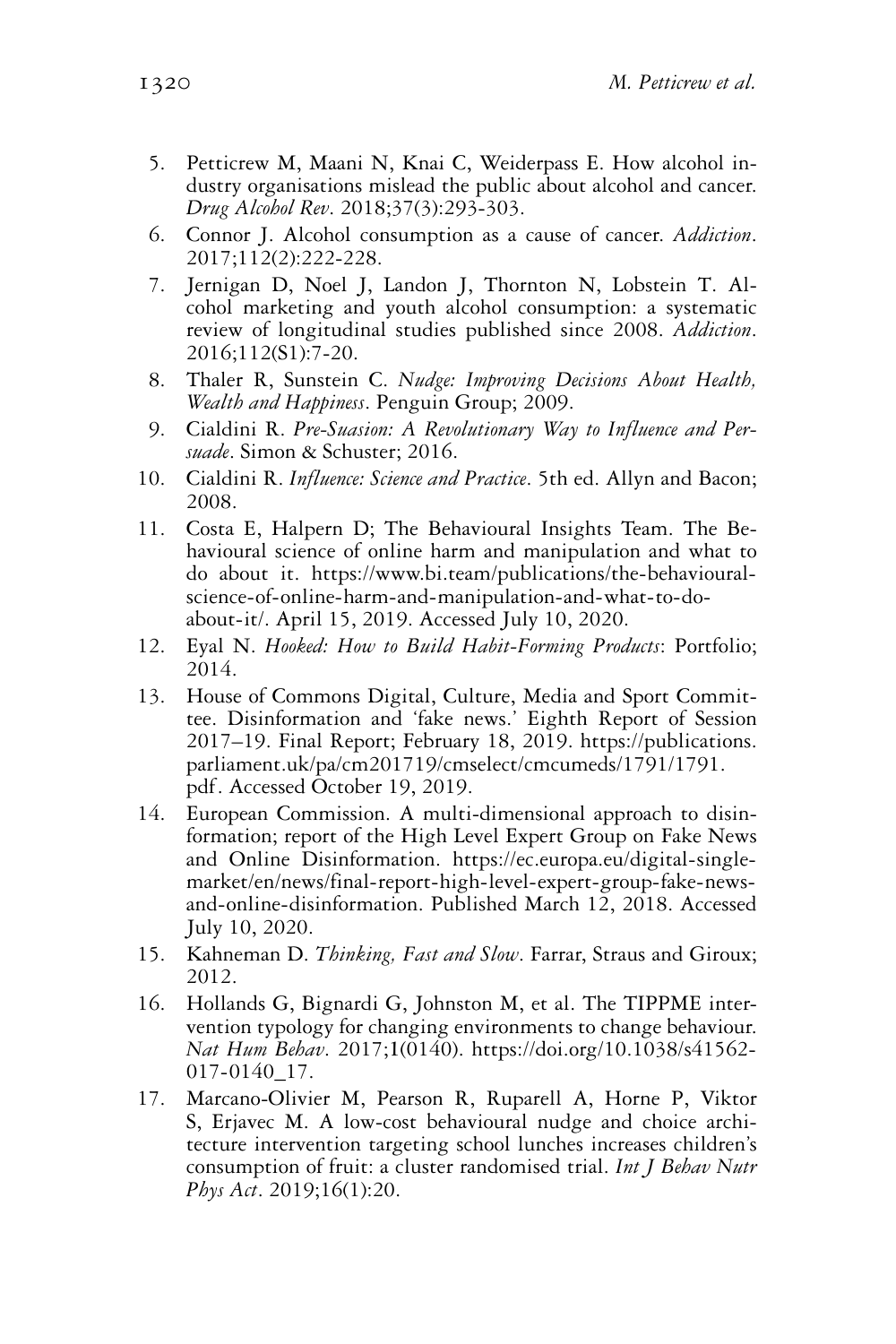5. Petticrew M, Maani N, Knai C, Weiderpass E. How alcohol industry organisations mislead the public about alcohol and cancer. *Drug Alcohol Rev*. 2018;37(3):293-303.
6. Connor J. Alcohol consumption as a cause of cancer. *Addiction*. 2017;112(2):222-228.
7. Jernigan D, Noel J, Landon J, Thornton N, Lobstein T. Alcohol marketing and youth alcohol consumption: a systematic review of longitudinal studies published since 2008. *Addiction*. 2016;112(S1):7-20.
8. Thaler R, Sunstein C. *Nudge: Improving Decisions About Health, Wealth and Happiness*. Penguin Group; 2009.
9. Cialdini R. *Pre-Suasion: A Revolutionary Way to Influence and Persuade*. Simon & Schuster; 2016.
10. Cialdini R. *Influence: Science and Practice*. 5th ed. Allyn and Bacon; 2008.
11. Costa E, Halpern D; The Behavioural Insights Team. The Behavioural science of online harm and manipulation and what to do about it. https://www.bi.team/publications/the-behavioural-science-of-online-harm-and-manipulation-and-what-to-do-about-it/. April 15, 2019. Accessed July 10, 2020.
12. Eyal N. *Hooked: How to Build Habit-Forming Products*: Portfolio; 2014.
13. House of Commons Digital, Culture, Media and Sport Committee. Disinformation and 'fake news.' Eighth Report of Session 2017–19. Final Report; February 18, 2019. https://publications.parliament.uk/pa/cm201719/cmselect/cmcumeds/1791/1791.pdf. Accessed October 19, 2019.
14. European Commission. A multi-dimensional approach to disinformation; report of the High Level Expert Group on Fake News and Online Disinformation. https://ec.europa.eu/digital-single-market/en/news/final-report-high-level-expert-group-fake-news-and-online-disinformation. Published March 12, 2018. Accessed July 10, 2020.
15. Kahneman D. *Thinking, Fast and Slow*. Farrar, Straus and Giroux; 2012.
16. Hollands G, Bignardi G, Johnston M, et al. The TIPPME intervention typology for changing environments to change behaviour. *Nat Hum Behav*. 2017;1(0140). https://doi.org/10.1038/s41562-017-0140_17.
17. Marcano-Olivier M, Pearson R, Ruparell A, Horne P, Viktor S, Erjavec M. A low-cost behavioural nudge and choice architecture intervention targeting school lunches increases children's consumption of fruit: a cluster randomised trial. *Int J Behav Nutr Phys Act*. 2019;16(1):20.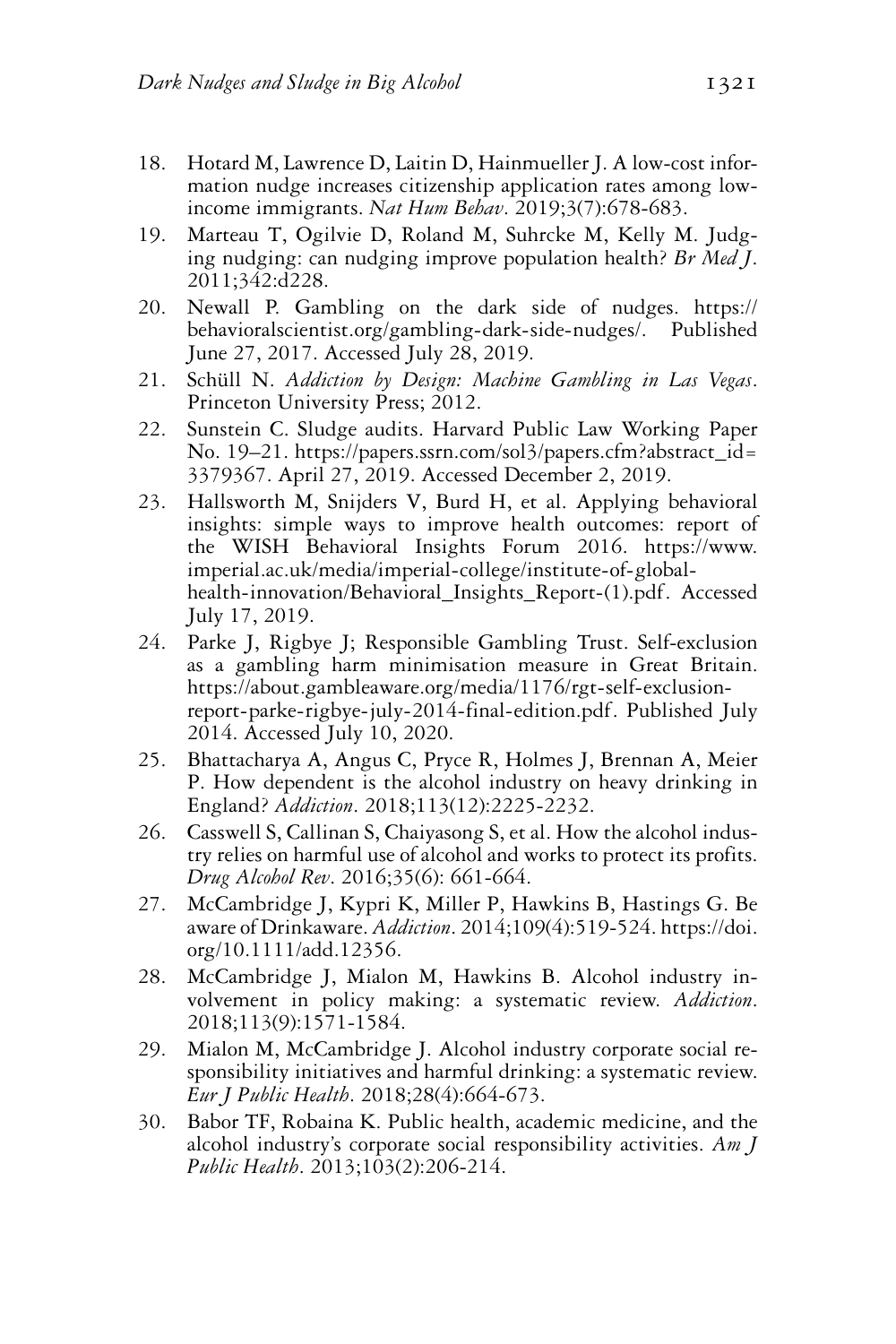18. Hotard M, Lawrence D, Laitin D, Hainmueller J. A low-cost information nudge increases citizenship application rates among low-income immigrants. *Nat Hum Behav*. 2019;3(7):678-683.
19. Marteau T, Ogilvie D, Roland M, Suhrcke M, Kelly M. Judging nudging: can nudging improve population health? *Br Med J*. 2011;342:d228.
20. Newall P. Gambling on the dark side of nudges. https://behavioralscientist.org/gambling-dark-side-nudges/. Published June 27, 2017. Accessed July 28, 2019.
21. Schüll N. *Addiction by Design: Machine Gambling in Las Vegas*. Princeton University Press; 2012.
22. Sunstein C. Sludge audits. Harvard Public Law Working Paper No. 19–21. https://papers.ssrn.com/sol3/papers.cfm?abstract_id=3379367. April 27, 2019. Accessed December 2, 2019.
23. Hallsworth M, Snijders V, Burd H, et al. Applying behavioral insights: simple ways to improve health outcomes: report of the WISH Behavioral Insights Forum 2016. https://www.imperial.ac.uk/media/imperial-college/institute-of-global-health-innovation/Behavioral_Insights_Report-(1).pdf. Accessed July 17, 2019.
24. Parke J, Rigbye J; Responsible Gambling Trust. Self-exclusion as a gambling harm minimisation measure in Great Britain. https://about.gambleaware.org/media/1176/rgt-self-exclusion-report-parke-rigbye-july-2014-final-edition.pdf. Published July 2014. Accessed July 10, 2020.
25. Bhattacharya A, Angus C, Pryce R, Holmes J, Brennan A, Meier P. How dependent is the alcohol industry on heavy drinking in England? *Addiction*. 2018;113(12):2225-2232.
26. Casswell S, Callinan S, Chaiyasong S, et al. How the alcohol industry relies on harmful use of alcohol and works to protect its profits. *Drug Alcohol Rev*. 2016;35(6): 661-664.
27. McCambridge J, Kypri K, Miller P, Hawkins B, Hastings G. Be aware of Drinkaware. *Addiction*. 2014;109(4):519-524. https://doi.org/10.1111/add.12356.
28. McCambridge J, Mialon M, Hawkins B. Alcohol industry involvement in policy making: a systematic review. *Addiction*. 2018;113(9):1571-1584.
29. Mialon M, McCambridge J. Alcohol industry corporate social responsibility initiatives and harmful drinking: a systematic review. *Eur J Public Health*. 2018;28(4):664-673.
30. Babor TF, Robaina K. Public health, academic medicine, and the alcohol industry's corporate social responsibility activities. *Am J Public Health*. 2013;103(2):206-214.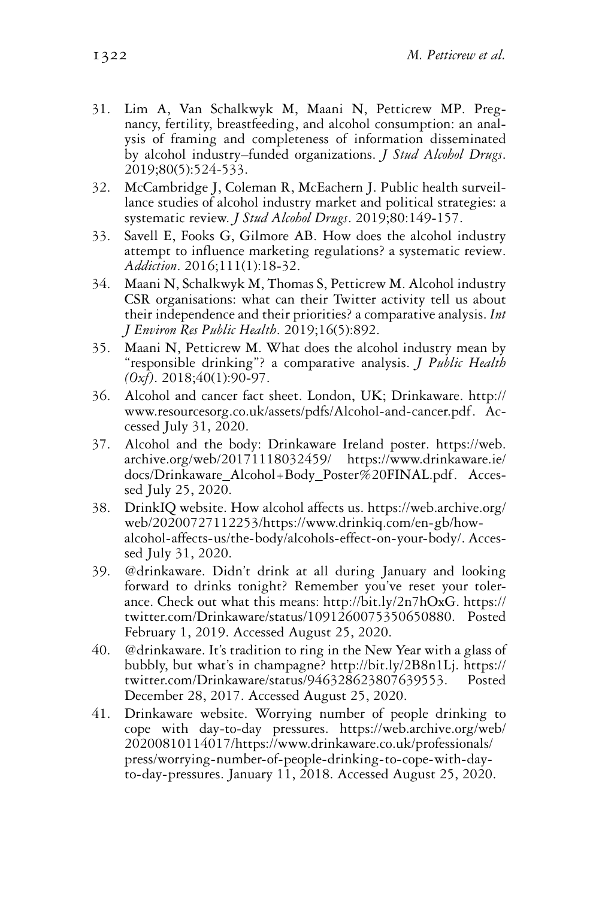31. Lim A, Van Schalkwyk M, Maani N, Petticrew MP. Pregnancy, fertility, breastfeeding, and alcohol consumption: an analysis of framing and completeness of information disseminated by alcohol industry–funded organizations. *J Stud Alcohol Drugs*. 2019;80(5):524-533.
32. McCambridge J, Coleman R, McEachern J. Public health surveillance studies of alcohol industry market and political strategies: a systematic review. *J Stud Alcohol Drugs*. 2019;80:149-157.
33. Savell E, Fooks G, Gilmore AB. How does the alcohol industry attempt to influence marketing regulations? a systematic review. *Addiction*. 2016;111(1):18-32.
34. Maani N, Schalkwyk M, Thomas S, Petticrew M. Alcohol industry CSR organisations: what can their Twitter activity tell us about their independence and their priorities? a comparative analysis. *Int J Environ Res Public Health*. 2019;16(5):892.
35. Maani N, Petticrew M. What does the alcohol industry mean by "responsible drinking"? a comparative analysis. *J Public Health (Oxf)*. 2018;40(1):90-97.
36. Alcohol and cancer fact sheet. London, UK; Drinkaware. http://www.resourcesorg.co.uk/assets/pdfs/Alcohol-and-cancer.pdf. Accessed July 31, 2020.
37. Alcohol and the body: Drinkaware Ireland poster. https://web.archive.org/web/20171118032459/ https://www.drinkaware.ie/docs/Drinkaware_Alcohol+Body_Poster%20FINAL.pdf. Accessed July 25, 2020.
38. DrinkIQ website. How alcohol affects us. https://web.archive.org/web/20200727112253/https://www.drinkiq.com/en-gb/how-alcohol-affects-us/the-body/alcohols-effect-on-your-body/. Accessed July 31, 2020.
39. @drinkaware. Didn't drink at all during January and looking forward to drinks tonight? Remember you've reset your tolerance. Check out what this means: http://bit.ly/2n7hOxG. https://twitter.com/Drinkaware/status/1091260075350650880. Posted February 1, 2019. Accessed August 25, 2020.
40. @drinkaware. It's tradition to ring in the New Year with a glass of bubbly, but what's in champagne? http://bit.ly/2B8n1Lj. https://twitter.com/Drinkaware/status/946328623807639553. Posted December 28, 2017. Accessed August 25, 2020.
41. Drinkaware website. Worrying number of people drinking to cope with day-to-day pressures. https://web.archive.org/web/20200810114017/https://www.drinkaware.co.uk/professionals/press/worrying-number-of-people-drinking-to-cope-with-day-to-day-pressures. January 11, 2018. Accessed August 25, 2020.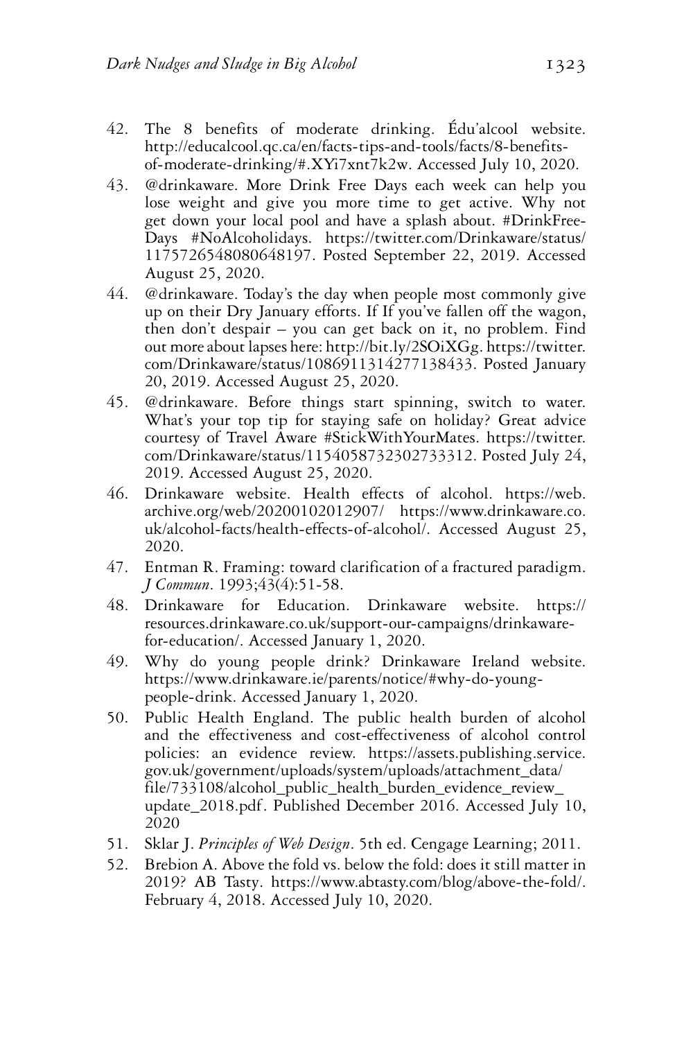42. The 8 benefits of moderate drinking. Édu'alcool website. http://educalcool.qc.ca/en/facts-tips-and-tools/facts/8-benefits-of-moderate-drinking/#.XYi7xnt7k2w. Accessed July 10, 2020.
43. @drinkaware. More Drink Free Days each week can help you lose weight and give you more time to get active. Why not get down your local pool and have a splash about. #DrinkFree-Days #NoAlcoholidays. https://twitter.com/Drinkaware/status/1175726548080648197. Posted September 22, 2019. Accessed August 25, 2020.
44. @drinkaware. Today's the day when people most commonly give up on their Dry January efforts. If If you've fallen off the wagon, then don't despair – you can get back on it, no problem. Find out more about lapses here: http://bit.ly/2SOiXGg. https://twitter.com/Drinkaware/status/1086911314277138433. Posted January 20, 2019. Accessed August 25, 2020.
45. @drinkaware. Before things start spinning, switch to water. What's your top tip for staying safe on holiday? Great advice courtesy of Travel Aware #StickWithYourMates. https://twitter.com/Drinkaware/status/1154058732302733312. Posted July 24, 2019. Accessed August 25, 2020.
46. Drinkaware website. Health effects of alcohol. https://web.archive.org/web/20200102012907/ https://www.drinkaware.co.uk/alcohol-facts/health-effects-of-alcohol/. Accessed August 25, 2020.
47. Entman R. Framing: toward clarification of a fractured paradigm. *J Commun*. 1993;43(4):51-58.
48. Drinkaware for Education. Drinkaware website. https://resources.drinkaware.co.uk/support-our-campaigns/drinkaware-for-education/. Accessed January 1, 2020.
49. Why do young people drink? Drinkaware Ireland website. https://www.drinkaware.ie/parents/notice/#why-do-young-people-drink. Accessed January 1, 2020.
50. Public Health England. The public health burden of alcohol and the effectiveness and cost-effectiveness of alcohol control policies: an evidence review. https://assets.publishing.service.gov.uk/government/uploads/system/uploads/attachment_data/file/733108/alcohol_public_health_burden_evidence_review_update_2018.pdf. Published December 2016. Accessed July 10, 2020
51. Sklar J. *Principles of Web Design*. 5th ed. Cengage Learning; 2011.
52. Brebion A. Above the fold vs. below the fold: does it still matter in 2019? AB Tasty. https://www.abtasty.com/blog/above-the-fold/. February 4, 2018. Accessed July 10, 2020.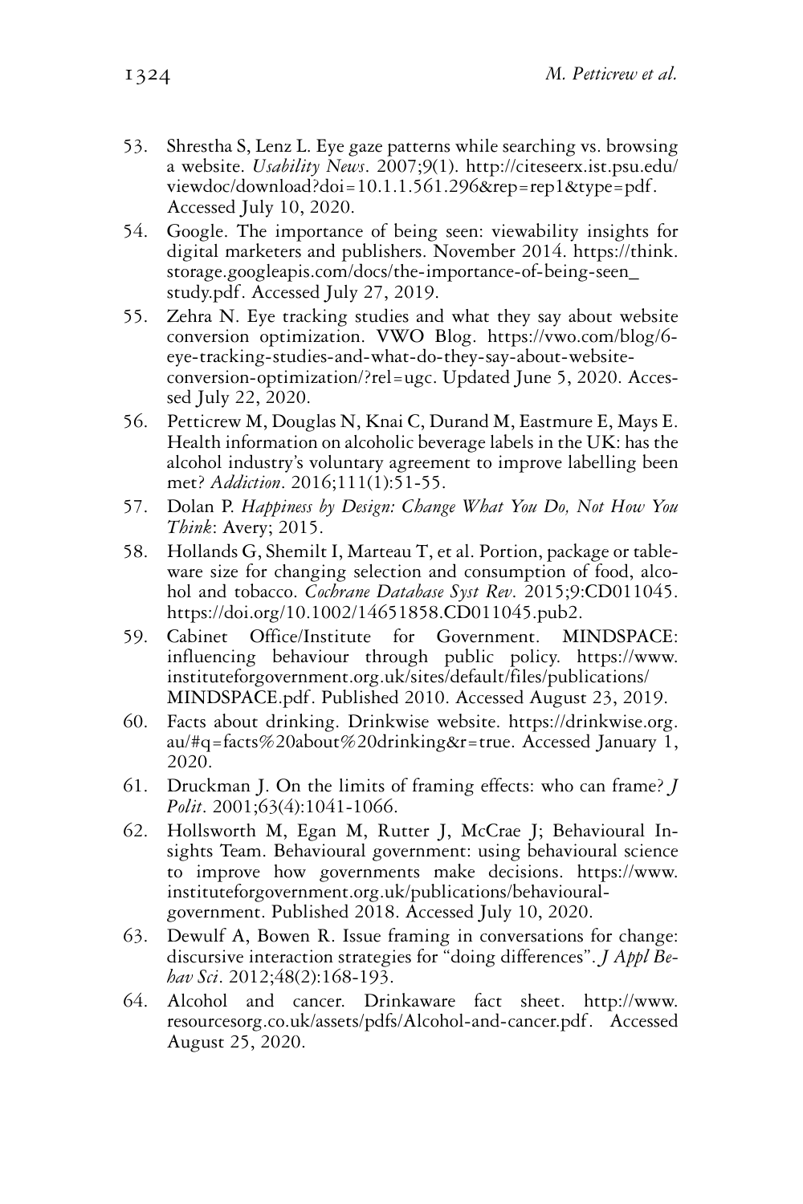53. Shrestha S, Lenz L. Eye gaze patterns while searching vs. browsing a website. *Usability News*. 2007;9(1). http://citeseerx.ist.psu.edu/viewdoc/download?doi=10.1.1.561.296&rep=rep1&type=pdf. Accessed July 10, 2020.
54. Google. The importance of being seen: viewability insights for digital marketers and publishers. November 2014. https://think.storage.googleapis.com/docs/the-importance-of-being-seen_study.pdf. Accessed July 27, 2019.
55. Zehra N. Eye tracking studies and what they say about website conversion optimization. VWO Blog. https://vwo.com/blog/6-eye-tracking-studies-and-what-do-they-say-about-website-conversion-optimization/?rel=ugc. Updated June 5, 2020. Accessed July 22, 2020.
56. Petticrew M, Douglas N, Knai C, Durand M, Eastmure E, Mays E. Health information on alcoholic beverage labels in the UK: has the alcohol industry's voluntary agreement to improve labelling been met? *Addiction*. 2016;111(1):51-55.
57. Dolan P. *Happiness by Design: Change What You Do, Not How You Think*: Avery; 2015.
58. Hollands G, Shemilt I, Marteau T, et al. Portion, package or tableware size for changing selection and consumption of food, alcohol and tobacco. *Cochrane Database Syst Rev*. 2015;9:CD011045. https://doi.org/10.1002/14651858.CD011045.pub2.
59. Cabinet Office/Institute for Government. MINDSPACE: influencing behaviour through public policy. https://www.instituteforgovernment.org.uk/sites/default/files/publications/MINDSPACE.pdf. Published 2010. Accessed August 23, 2019.
60. Facts about drinking. Drinkwise website. https://drinkwise.org.au/#q=facts%20about%20drinking&r=true. Accessed January 1, 2020.
61. Druckman J. On the limits of framing effects: who can frame? *J Polit*. 2001;63(4):1041-1066.
62. Hollsworth M, Egan M, Rutter J, McCrae J; Behavioural Insights Team. Behavioural government: using behavioural science to improve how governments make decisions. https://www.instituteforgovernment.org.uk/publications/behavioural-government. Published 2018. Accessed July 10, 2020.
63. Dewulf A, Bowen R. Issue framing in conversations for change: discursive interaction strategies for "doing differences". *J Appl Behav Sci*. 2012;48(2):168-193.
64. Alcohol and cancer. Drinkaware fact sheet. http://www.resourcesorg.co.uk/assets/pdfs/Alcohol-and-cancer.pdf. Accessed August 25, 2020.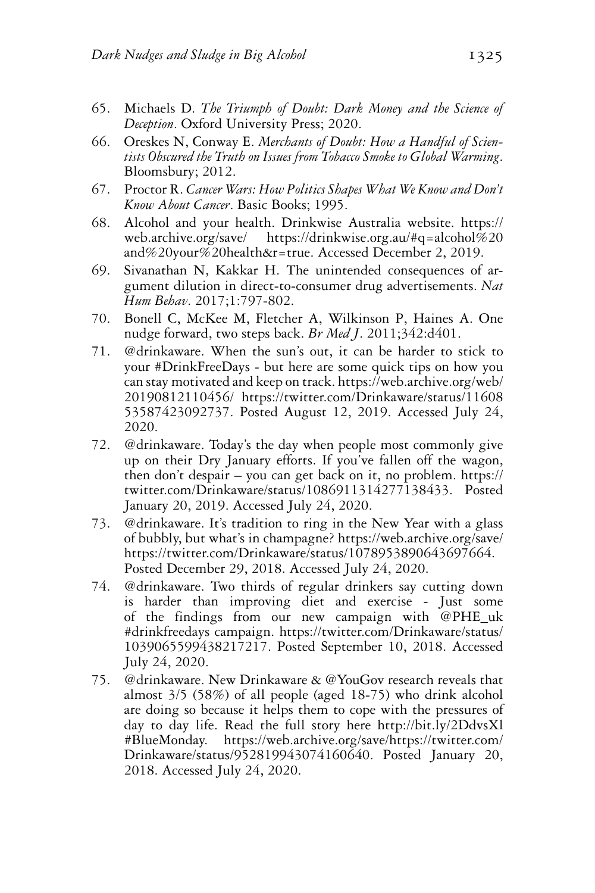65. Michaels D. *The Triumph of Doubt: Dark Money and the Science of Deception*. Oxford University Press; 2020.
66. Oreskes N, Conway E. *Merchants of Doubt: How a Handful of Scientists Obscured the Truth on Issues from Tobacco Smoke to Global Warming*. Bloomsbury; 2012.
67. Proctor R. *Cancer Wars: How Politics Shapes What We Know and Don't Know About Cancer*. Basic Books; 1995.
68. Alcohol and your health. Drinkwise Australia website. https://web.archive.org/save/ https://drinkwise.org.au/#q=alcohol%20and%20your%20health&r=true. Accessed December 2, 2019.
69. Sivanathan N, Kakkar H. The unintended consequences of argument dilution in direct-to-consumer drug advertisements. *Nat Hum Behav*. 2017;1:797-802.
70. Bonell C, McKee M, Fletcher A, Wilkinson P, Haines A. One nudge forward, two steps back. *Br Med J*. 2011;342:d401.
71. @drinkaware. When the sun's out, it can be harder to stick to your #DrinkFreeDays - but here are some quick tips on how you can stay motivated and keep on track. https://web.archive.org/web/20190812110456/ https://twitter.com/Drinkaware/status/1160853587423092737. Posted August 12, 2019. Accessed July 24, 2020.
72. @drinkaware. Today's the day when people most commonly give up on their Dry January efforts. If you've fallen off the wagon, then don't despair – you can get back on it, no problem. https://twitter.com/Drinkaware/status/1086911314277138433. Posted January 20, 2019. Accessed July 24, 2020.
73. @drinkaware. It's tradition to ring in the New Year with a glass of bubbly, but what's in champagne? https://web.archive.org/save/https://twitter.com/Drinkaware/status/1078953890643697664. Posted December 29, 2018. Accessed July 24, 2020.
74. @drinkaware. Two thirds of regular drinkers say cutting down is harder than improving diet and exercise - Just some of the findings from our new campaign with @PHE_uk #drinkfreedays campaign. https://twitter.com/Drinkaware/status/1039065599438217217. Posted September 10, 2018. Accessed July 24, 2020.
75. @drinkaware. New Drinkaware & @YouGov research reveals that almost 3/5 (58%) of all people (aged 18-75) who drink alcohol are doing so because it helps them to cope with the pressures of day to day life. Read the full story here http://bit.ly/2DdvsXl #BlueMonday. https://web.archive.org/save/https://twitter.com/Drinkaware/status/952819943074160640. Posted January 20, 2018. Accessed July 24, 2020.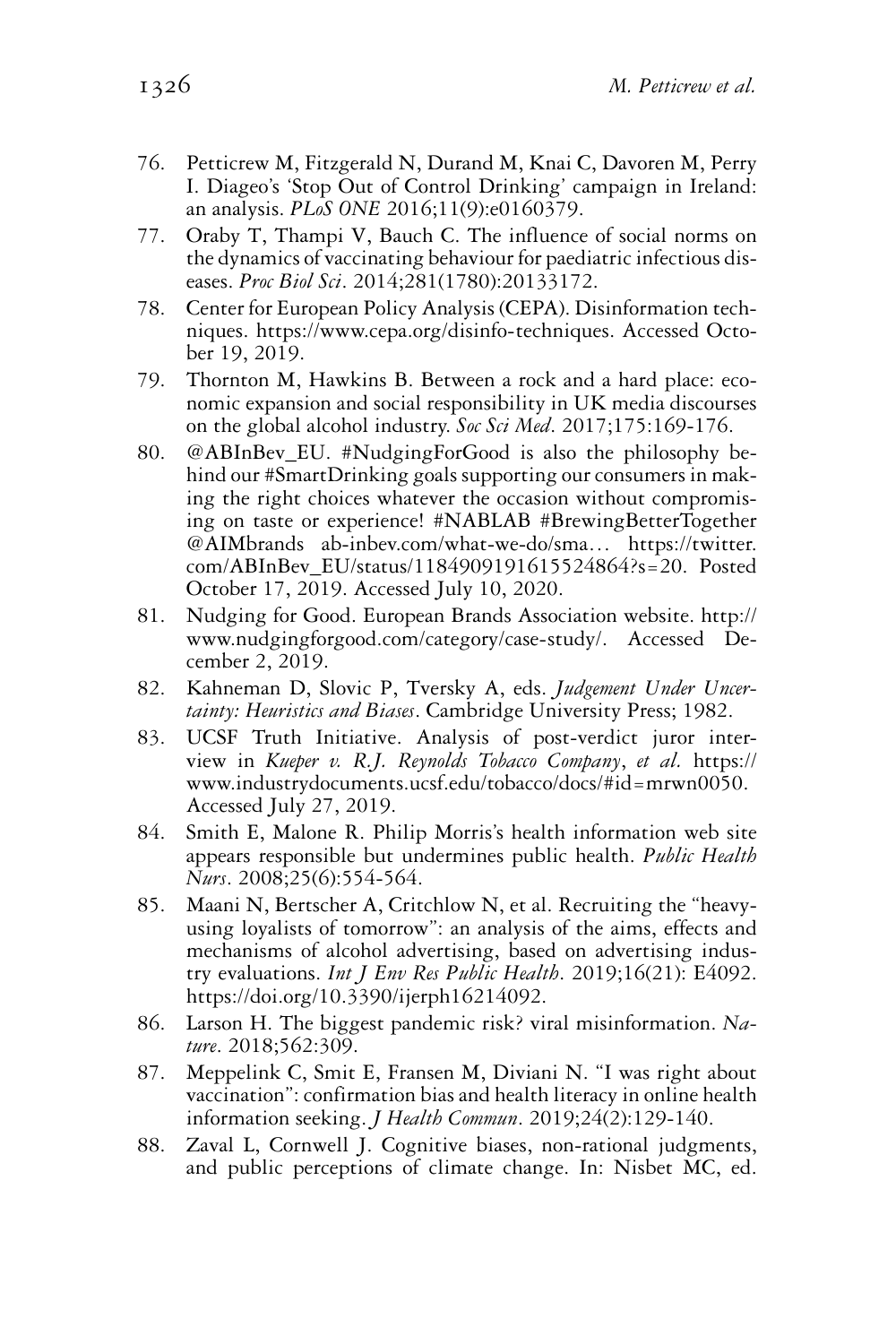76. Petticrew M, Fitzgerald N, Durand M, Knai C, Davoren M, Perry I. Diageo's 'Stop Out of Control Drinking' campaign in Ireland: an analysis. *PLoS ONE* 2016;11(9):e0160379.
77. Oraby T, Thampi V, Bauch C. The influence of social norms on the dynamics of vaccinating behaviour for paediatric infectious diseases. *Proc Biol Sci*. 2014;281(1780):20133172.
78. Center for European Policy Analysis (CEPA). Disinformation techniques. https://www.cepa.org/disinfo-techniques. Accessed October 19, 2019.
79. Thornton M, Hawkins B. Between a rock and a hard place: economic expansion and social responsibility in UK media discourses on the global alcohol industry. *Soc Sci Med*. 2017;175:169-176.
80. @ABInBev_EU. #NudgingForGood is also the philosophy behind our #SmartDrinking goals supporting our consumers in making the right choices whatever the occasion without compromising on taste or experience! #NABLAB #BrewingBetterTogether @AIMbrands ab-inbev.com/what-we-do/sma… https://twitter.com/ABInBev_EU/status/1184909191615524864?s=20. Posted October 17, 2019. Accessed July 10, 2020.
81. Nudging for Good. European Brands Association website. http://www.nudgingforgood.com/category/case-study/. Accessed December 2, 2019.
82. Kahneman D, Slovic P, Tversky A, eds. *Judgement Under Uncertainty: Heuristics and Biases*. Cambridge University Press; 1982.
83. UCSF Truth Initiative. Analysis of post-verdict juror interview in *Kueper v. R.J. Reynolds Tobacco Company*, *et al.* https://www.industrydocuments.ucsf.edu/tobacco/docs/#id=mrwn0050. Accessed July 27, 2019.
84. Smith E, Malone R. Philip Morris's health information web site appears responsible but undermines public health. *Public Health Nurs*. 2008;25(6):554-564.
85. Maani N, Bertscher A, Critchlow N, et al. Recruiting the "heavy-using loyalists of tomorrow": an analysis of the aims, effects and mechanisms of alcohol advertising, based on advertising industry evaluations. *Int J Env Res Public Health*. 2019;16(21): E4092. https://doi.org/10.3390/ijerph16214092.
86. Larson H. The biggest pandemic risk? viral misinformation. *Nature*. 2018;562:309.
87. Meppelink C, Smit E, Fransen M, Diviani N. "I was right about vaccination": confirmation bias and health literacy in online health information seeking. *J Health Commun*. 2019;24(2):129-140.
88. Zaval L, Cornwell J. Cognitive biases, non-rational judgments, and public perceptions of climate change. In: Nisbet MC, ed.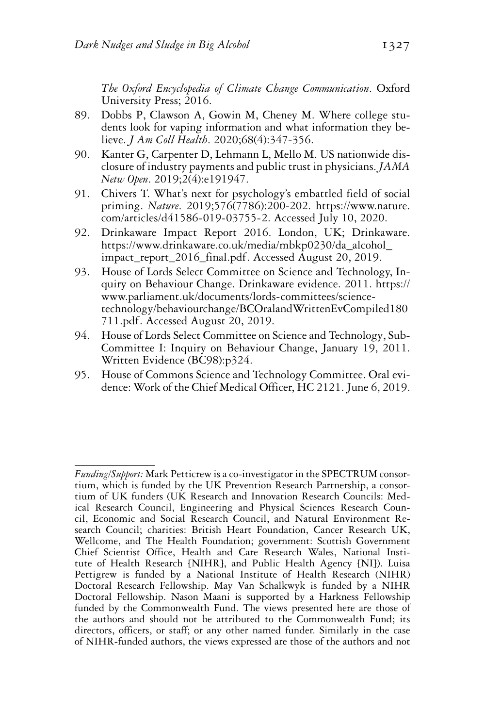*The Oxford Encyclopedia of Climate Change Communication*. Oxford University Press; 2016.

89. Dobbs P, Clawson A, Gowin M, Cheney M. Where college students look for vaping information and what information they believe. *J Am Coll Health*. 2020;68(4):347-356.
90. Kanter G, Carpenter D, Lehmann L, Mello M. US nationwide disclosure of industry payments and public trust in physicians. *JAMA Netw Open*. 2019;2(4):e191947.
91. Chivers T. What's next for psychology's embattled field of social priming. *Nature*. 2019;576(7786):200-202. https://www.nature.com/articles/d41586-019-03755-2. Accessed July 10, 2020.
92. Drinkaware Impact Report 2016. London, UK; Drinkaware. https://www.drinkaware.co.uk/media/mbkp0230/da_alcohol_impact_report_2016_final.pdf. Accessed August 20, 2019.
93. House of Lords Select Committee on Science and Technology, Inquiry on Behaviour Change. Drinkaware evidence. 2011. https://www.parliament.uk/documents/lords-committees/science-technology/behaviourchange/BCOralandWrittenEvCompiled180711.pdf. Accessed August 20, 2019.
94. House of Lords Select Committee on Science and Technology, Sub-Committee I: Inquiry on Behaviour Change, January 19, 2011. Written Evidence (BC98):p324.
95. House of Commons Science and Technology Committee. Oral evidence: Work of the Chief Medical Officer, HC 2121. June 6, 2019.

---

*Funding/Support:* Mark Petticrew is a co-investigator in the SPECTRUM consortium, which is funded by the UK Prevention Research Partnership, a consortium of UK funders (UK Research and Innovation Research Councils: Medical Research Council, Engineering and Physical Sciences Research Council, Economic and Social Research Council, and Natural Environment Research Council; charities: British Heart Foundation, Cancer Research UK, Wellcome, and The Health Foundation; government: Scottish Government Chief Scientist Office, Health and Care Research Wales, National Institute of Health Research [NIHR], and Public Health Agency [NI]). Luisa Pettigrew is funded by a National Institute of Health Research (NIHR) Doctoral Research Fellowship. May Van Schalkwyk is funded by a NIHR Doctoral Fellowship. Nason Maani is supported by a Harkness Fellowship funded by the Commonwealth Fund. The views presented here are those of the authors and should not be attributed to the Commonwealth Fund; its directors, officers, or staff; or any other named funder. Similarly in the case of NIHR-funded authors, the views expressed are those of the authors and not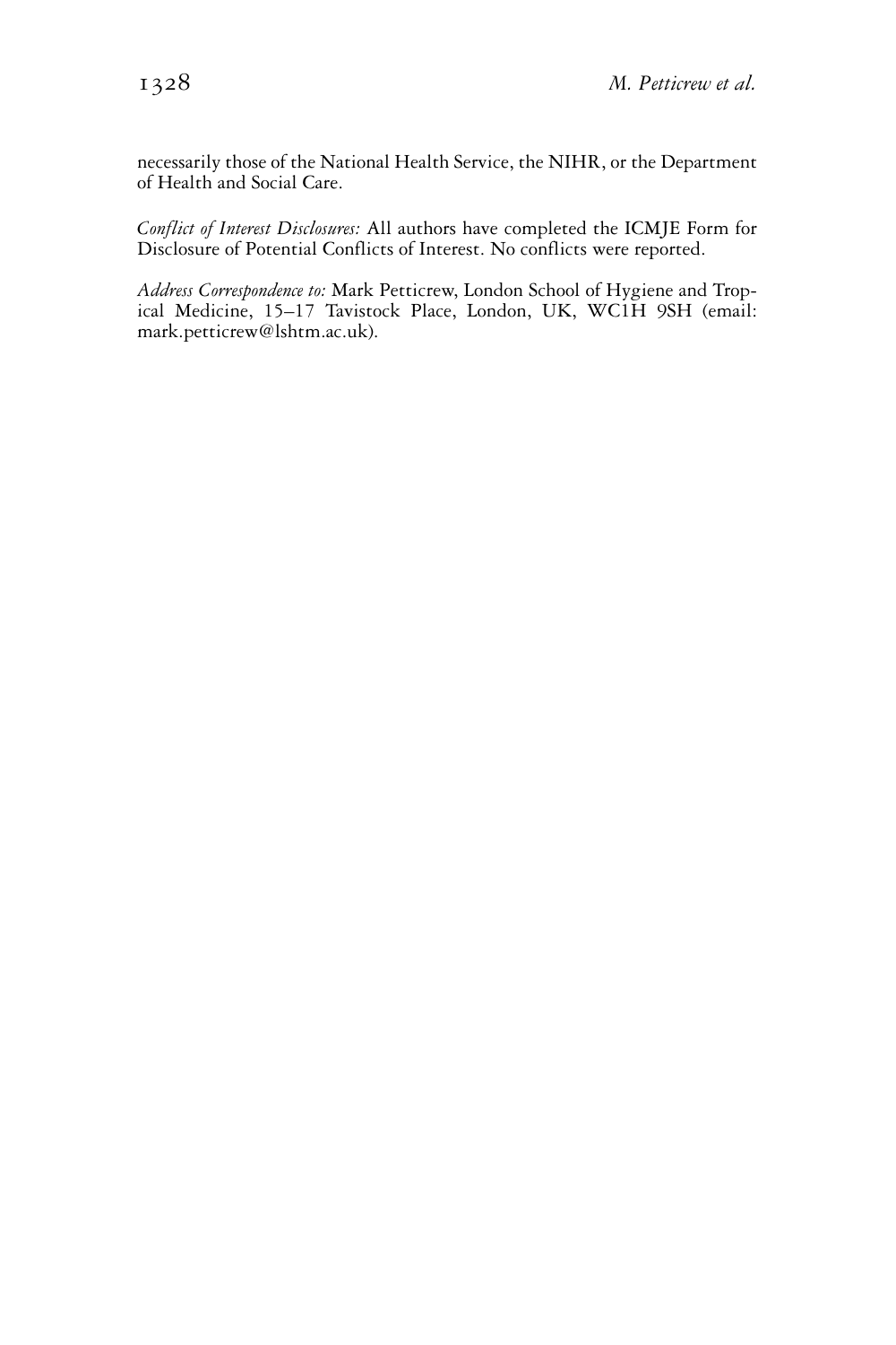necessarily those of the National Health Service, the NIHR, or the Department of Health and Social Care.

*Conflict of Interest Disclosures:* All authors have completed the ICMJE Form for Disclosure of Potential Conflicts of Interest. No conflicts were reported.

*Address Correspondence to:* Mark Petticrew, London School of Hygiene and Tropical Medicine, 15–17 Tavistock Place, London, UK, WC1H 9SH (email: mark.petticrew@lshtm.ac.uk).